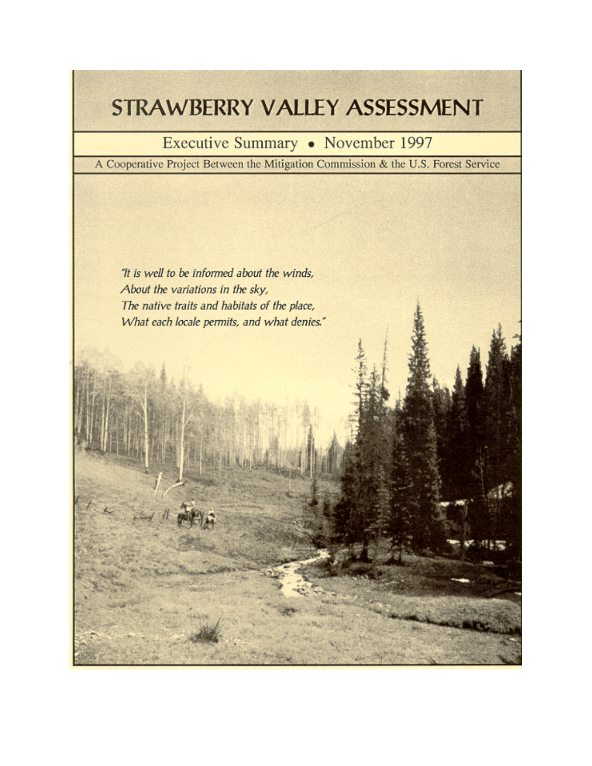# STRAWBERRY VALLEY ASSESSMENT

## Executive Summary • November 1997

A Cooperative Project Between the Mitigation Commission & the U.S. Forest Service

*"It is well to be informed about the winds,*
*About the variations in the sky,*
*The native traits and habitats of the place,*
*What each locale permits, and what denies."*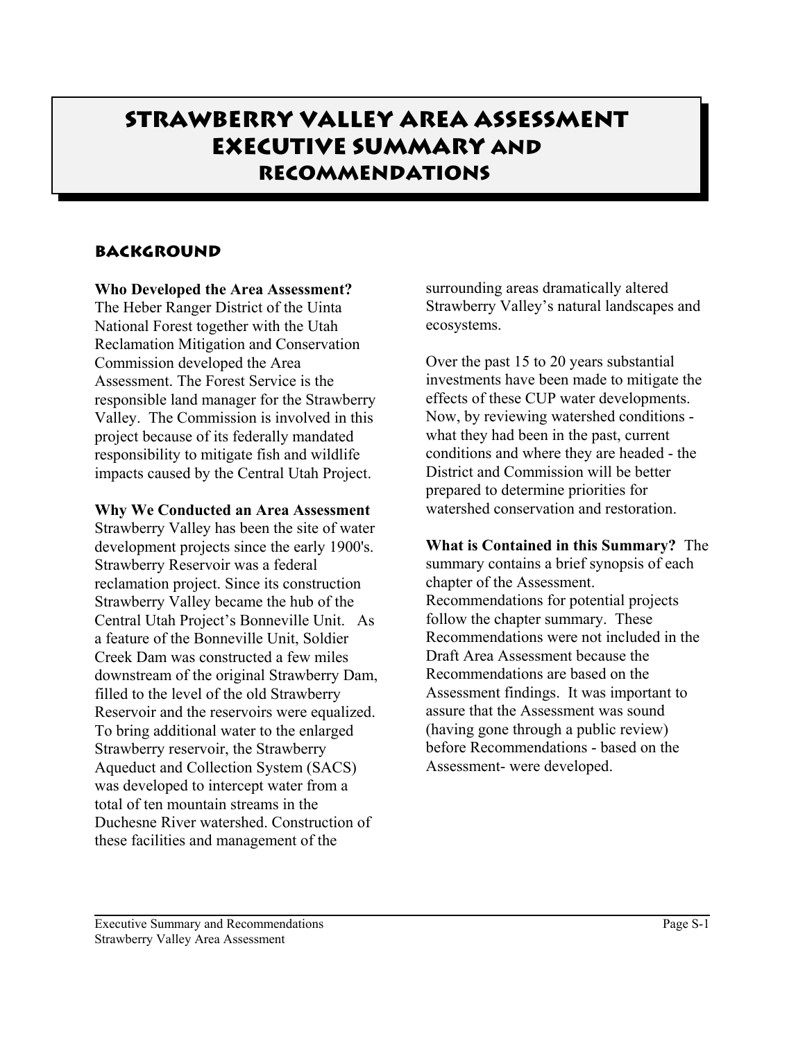# STRAWBERRY VALLEY AREA ASSESSMENT EXECUTIVE SUMMARY AND RECOMMENDATIONS

## BACKGROUND

**Who Developed the Area Assessment?** The Heber Ranger District of the Uinta National Forest together with the Utah Reclamation Mitigation and Conservation Commission developed the Area Assessment. The Forest Service is the responsible land manager for the Strawberry Valley. The Commission is involved in this project because of its federally mandated responsibility to mitigate fish and wildlife impacts caused by the Central Utah Project.

**Why We Conducted an Area Assessment** Strawberry Valley has been the site of water development projects since the early 1900's. Strawberry Reservoir was a federal reclamation project. Since its construction Strawberry Valley became the hub of the Central Utah Project's Bonneville Unit. As a feature of the Bonneville Unit, Soldier Creek Dam was constructed a few miles downstream of the original Strawberry Dam, filled to the level of the old Strawberry Reservoir and the reservoirs were equalized. To bring additional water to the enlarged Strawberry reservoir, the Strawberry Aqueduct and Collection System (SACS) was developed to intercept water from a total of ten mountain streams in the Duchesne River watershed. Construction of these facilities and management of the surrounding areas dramatically altered Strawberry Valley's natural landscapes and ecosystems.

Over the past 15 to 20 years substantial investments have been made to mitigate the effects of these CUP water developments. Now, by reviewing watershed conditions - what they had been in the past, current conditions and where they are headed - the District and Commission will be better prepared to determine priorities for watershed conservation and restoration.

**What is Contained in this Summary?** The summary contains a brief synopsis of each chapter of the Assessment. Recommendations for potential projects follow the chapter summary. These Recommendations were not included in the Draft Area Assessment because the Recommendations are based on the Assessment findings. It was important to assure that the Assessment was sound (having gone through a public review) before Recommendations - based on the Assessment- were developed.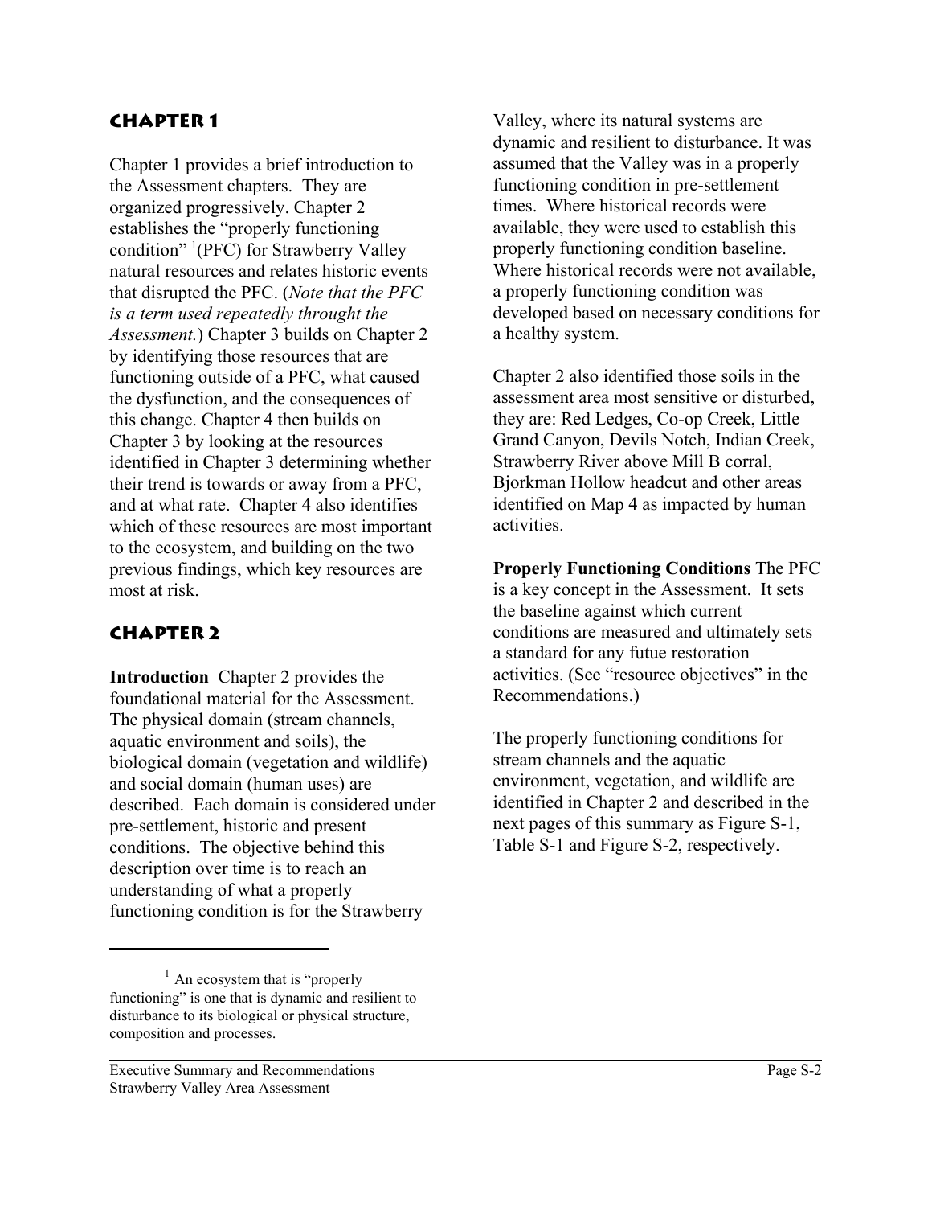## CHAPTER 1

Chapter 1 provides a brief introduction to the Assessment chapters. They are organized progressively. Chapter 2 establishes the "properly functioning condition" [1](PFC) for Strawberry Valley natural resources and relates historic events that disrupted the PFC. (*Note that the PFC is a term used repeatedly throught the Assessment.*) Chapter 3 builds on Chapter 2 by identifying those resources that are functioning outside of a PFC, what caused the dysfunction, and the consequences of this change. Chapter 4 then builds on Chapter 3 by looking at the resources identified in Chapter 3 determining whether their trend is towards or away from a PFC, and at what rate. Chapter 4 also identifies which of these resources are most important to the ecosystem, and building on the two previous findings, which key resources are most at risk.

## CHAPTER 2

**Introduction** Chapter 2 provides the foundational material for the Assessment. The physical domain (stream channels, aquatic environment and soils), the biological domain (vegetation and wildlife) and social domain (human uses) are described. Each domain is considered under pre-settlement, historic and present conditions. The objective behind this description over time is to reach an understanding of what a properly functioning condition is for the Strawberry Valley, where its natural systems are dynamic and resilient to disturbance. It was assumed that the Valley was in a properly functioning condition in pre-settlement times. Where historical records were available, they were used to establish this properly functioning condition baseline. Where historical records were not available, a properly functioning condition was developed based on necessary conditions for a healthy system.

Chapter 2 also identified those soils in the assessment area most sensitive or disturbed, they are: Red Ledges, Co-op Creek, Little Grand Canyon, Devils Notch, Indian Creek, Strawberry River above Mill B corral, Bjorkman Hollow headcut and other areas identified on Map 4 as impacted by human activities.

**Properly Functioning Conditions** The PFC is a key concept in the Assessment. It sets the baseline against which current conditions are measured and ultimately sets a standard for any futue restoration activities. (See "resource objectives" in the Recommendations.)

The properly functioning conditions for stream channels and the aquatic environment, vegetation, and wildlife are identified in Chapter 2 and described in the next pages of this summary as Figure S-1, Table S-1 and Figure S-2, respectively.

[1] An ecosystem that is "properly functioning" is one that is dynamic and resilient to disturbance to its biological or physical structure, composition and processes.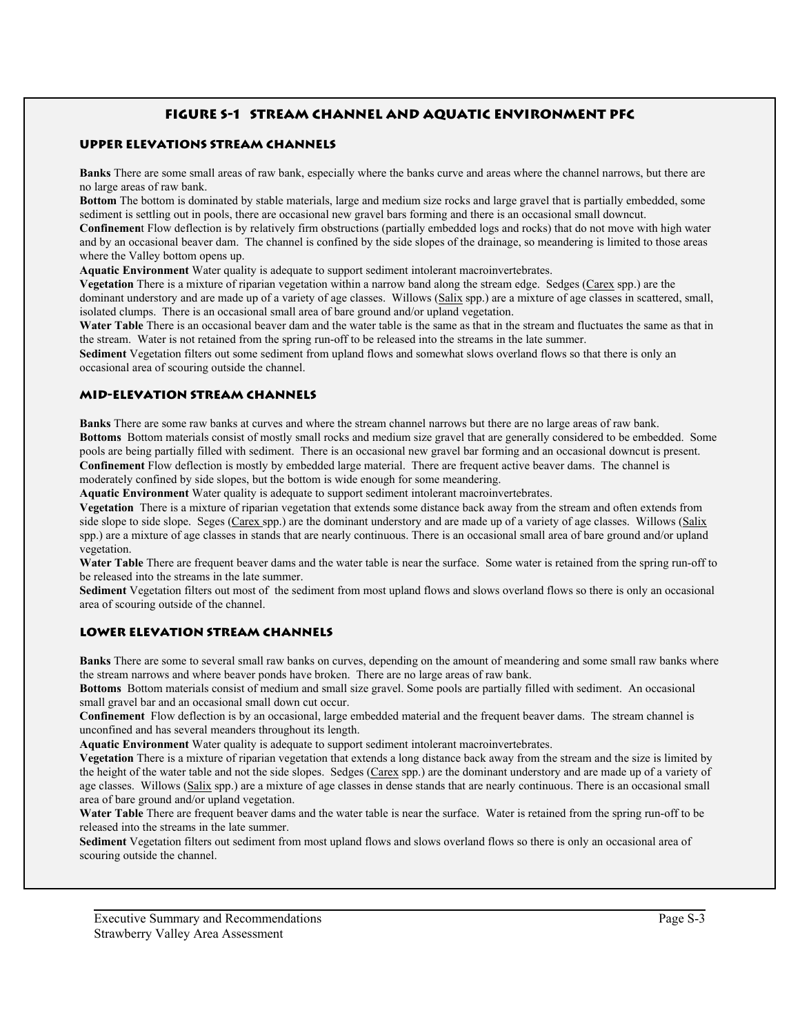## FIGURE S-1 STREAM CHANNEL AND AQUATIC ENVIRONMENT PFC

### UPPER ELEVATIONS STREAM CHANNELS

**Banks** There are some small areas of raw bank, especially where the banks curve and areas where the channel narrows, but there are no large areas of raw bank.
**Bottom** The bottom is dominated by stable materials, large and medium size rocks and large gravel that is partially embedded, some sediment is settling out in pools, there are occasional new gravel bars forming and there is an occasional small downcut.
**Confinemen**t Flow deflection is by relatively firm obstructions (partially embedded logs and rocks) that do not move with high water and by an occasional beaver dam. The channel is confined by the side slopes of the drainage, so meandering is limited to those areas where the Valley bottom opens up.
**Aquatic Environment** Water quality is adequate to support sediment intolerant macroinvertebrates.
**Vegetation** There is a mixture of riparian vegetation within a narrow band along the stream edge. Sedges (Carex spp.) are the dominant understory and are made up of a variety of age classes. Willows (Salix spp.) are a mixture of age classes in scattered, small, isolated clumps. There is an occasional small area of bare ground and/or upland vegetation.
**Water Table** There is an occasional beaver dam and the water table is the same as that in the stream and fluctuates the same as that in the stream. Water is not retained from the spring run-off to be released into the streams in the late summer.
**Sediment** Vegetation filters out some sediment from upland flows and somewhat slows overland flows so that there is only an occasional area of scouring outside the channel.

### MID-ELEVATION STREAM CHANNELS

**Banks** There are some raw banks at curves and where the stream channel narrows but there are no large areas of raw bank.
**Bottoms** Bottom materials consist of mostly small rocks and medium size gravel that are generally considered to be embedded. Some pools are being partially filled with sediment. There is an occasional new gravel bar forming and an occasional downcut is present.
**Confinement** Flow deflection is mostly by embedded large material. There are frequent active beaver dams. The channel is moderately confined by side slopes, but the bottom is wide enough for some meandering.
**Aquatic Environment** Water quality is adequate to support sediment intolerant macroinvertebrates.
**Vegetation** There is a mixture of riparian vegetation that extends some distance back away from the stream and often extends from side slope to side slope. Seges (Carex spp.) are the dominant understory and are made up of a variety of age classes. Willows (Salix spp.) are a mixture of age classes in stands that are nearly continuous. There is an occasional small area of bare ground and/or upland vegetation.
**Water Table** There are frequent beaver dams and the water table is near the surface. Some water is retained from the spring run-off to be released into the streams in the late summer.
**Sediment** Vegetation filters out most of the sediment from most upland flows and slows overland flows so there is only an occasional area of scouring outside of the channel.

### LOWER ELEVATION STREAM CHANNELS

**Banks** There are some to several small raw banks on curves, depending on the amount of meandering and some small raw banks where the stream narrows and where beaver ponds have broken. There are no large areas of raw bank.
**Bottoms** Bottom materials consist of medium and small size gravel. Some pools are partially filled with sediment. An occasional small gravel bar and an occasional small down cut occur.
**Confinement** Flow deflection is by an occasional, large embedded material and the frequent beaver dams. The stream channel is unconfined and has several meanders throughout its length.
**Aquatic Environment** Water quality is adequate to support sediment intolerant macroinvertebrates.
**Vegetation** There is a mixture of riparian vegetation that extends a long distance back away from the stream and the size is limited by the height of the water table and not the side slopes. Sedges (Carex spp.) are the dominant understory and are made up of a variety of age classes. Willows (Salix spp.) are a mixture of age classes in dense stands that are nearly continuous. There is an occasional small area of bare ground and/or upland vegetation.
**Water Table** There are frequent beaver dams and the water table is near the surface. Water is retained from the spring run-off to be released into the streams in the late summer.
**Sediment** Vegetation filters out sediment from most upland flows and slows overland flows so there is only an occasional area of scouring outside the channel.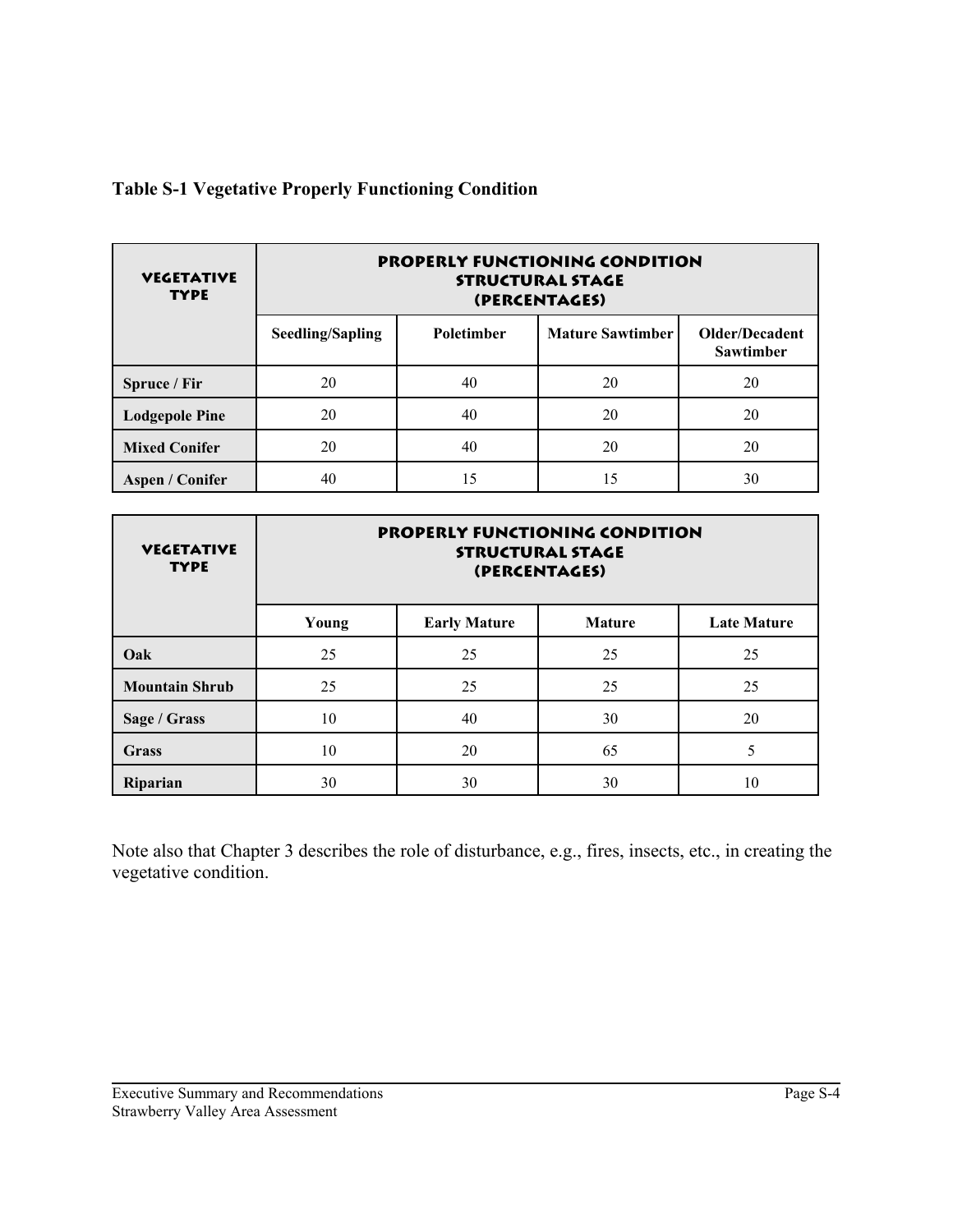**Table S-1 Vegetative Properly Functioning Condition**

| VEGETATIVE TYPE | PROPERLY FUNCTIONING CONDITION STRUCTURAL STAGE (PERCENTAGES) | | | |
|---|---|---|---|---|
| | Seedling/Sapling | Poletimber | Mature Sawtimber | Older/Decadent Sawtimber |
| **Spruce / Fir** | 20 | 40 | 20 | 20 |
| **Lodgepole Pine** | 20 | 40 | 20 | 20 |
| **Mixed Conifer** | 20 | 40 | 20 | 20 |
| **Aspen / Conifer** | 40 | 15 | 15 | 30 |

| VEGETATIVE TYPE | PROPERLY FUNCTIONING CONDITION STRUCTURAL STAGE (PERCENTAGES) | | | |
|---|---|---|---|---|
| | Young | Early Mature | Mature | Late Mature |
| **Oak** | 25 | 25 | 25 | 25 |
| **Mountain Shrub** | 25 | 25 | 25 | 25 |
| **Sage / Grass** | 10 | 40 | 30 | 20 |
| **Grass** | 10 | 20 | 65 | 5 |
| **Riparian** | 30 | 30 | 30 | 10 |

Note also that Chapter 3 describes the role of disturbance, e.g., fires, insects, etc., in creating the vegetative condition.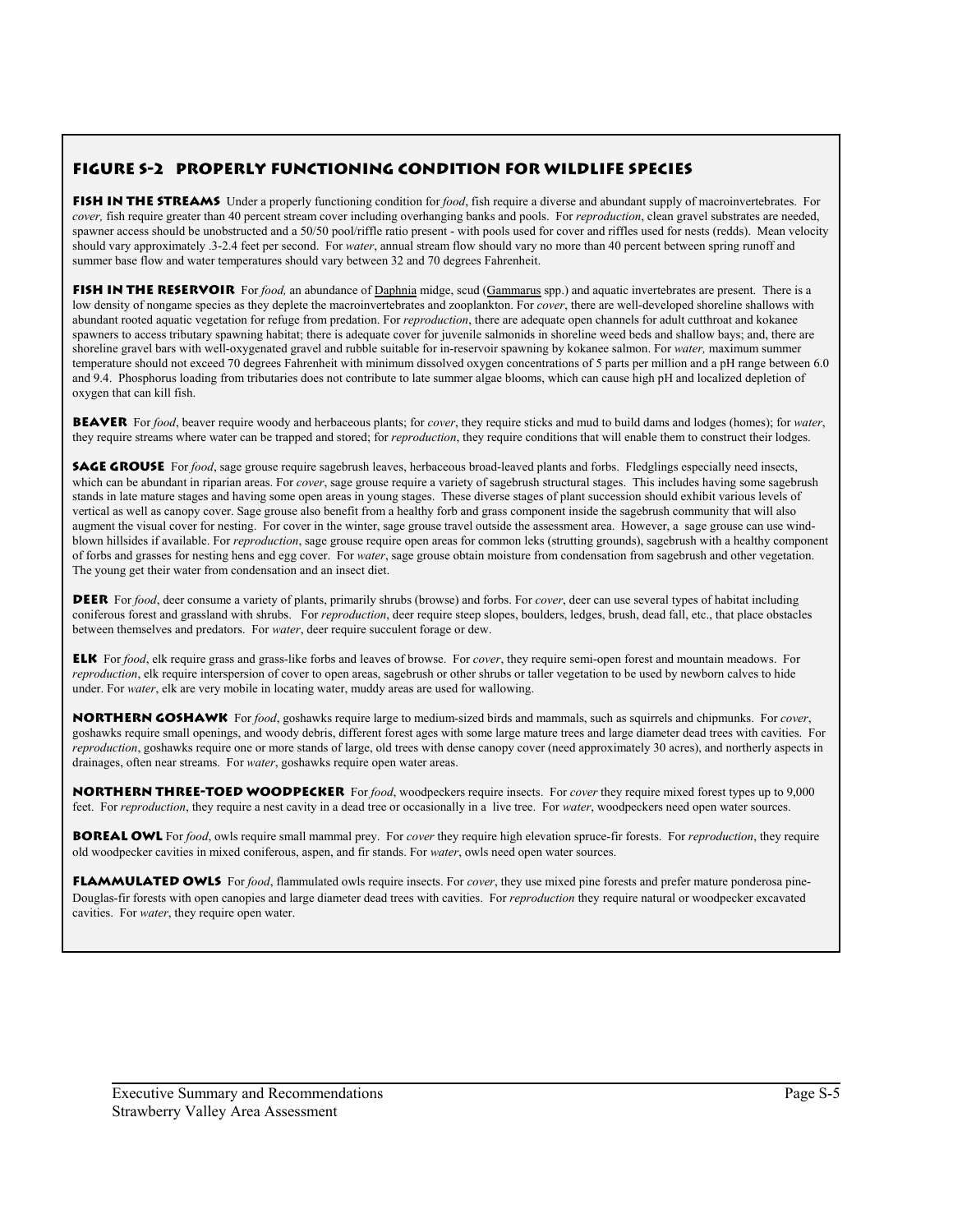## Figure S-2 Properly Functioning Condition for Wildlife Species

**Fish in the Streams** Under a properly functioning condition for *food*, fish require a diverse and abundant supply of macroinvertebrates. For *cover,* fish require greater than 40 percent stream cover including overhanging banks and pools. For *reproduction*, clean gravel substrates are needed, spawner access should be unobstructed and a 50/50 pool/riffle ratio present - with pools used for cover and riffles used for nests (redds). Mean velocity should vary approximately .3-2.4 feet per second. For *water*, annual stream flow should vary no more than 40 percent between spring runoff and summer base flow and water temperatures should vary between 32 and 70 degrees Fahrenheit.

**Fish in the Reservoir** For *food,* an abundance of Daphnia midge, scud (Gammarus spp.) and aquatic invertebrates are present. There is a low density of nongame species as they deplete the macroinvertebrates and zooplankton. For *cover*, there are well-developed shoreline shallows with abundant rooted aquatic vegetation for refuge from predation. For *reproduction*, there are adequate open channels for adult cutthroat and kokanee spawners to access tributary spawning habitat; there is adequate cover for juvenile salmonids in shoreline weed beds and shallow bays; and, there are shoreline gravel bars with well-oxygenated gravel and rubble suitable for in-reservoir spawning by kokanee salmon. For *water,* maximum summer temperature should not exceed 70 degrees Fahrenheit with minimum dissolved oxygen concentrations of 5 parts per million and a pH range between 6.0 and 9.4. Phosphorus loading from tributaries does not contribute to late summer algae blooms, which can cause high pH and localized depletion of oxygen that can kill fish.

**Beaver** For *food*, beaver require woody and herbaceous plants; for *cover*, they require sticks and mud to build dams and lodges (homes); for *water*, they require streams where water can be trapped and stored; for *reproduction*, they require conditions that will enable them to construct their lodges.

**Sage Grouse** For *food*, sage grouse require sagebrush leaves, herbaceous broad-leaved plants and forbs. Fledglings especially need insects, which can be abundant in riparian areas. For *cover*, sage grouse require a variety of sagebrush structural stages. This includes having some sagebrush stands in late mature stages and having some open areas in young stages. These diverse stages of plant succession should exhibit various levels of vertical as well as canopy cover. Sage grouse also benefit from a healthy forb and grass component inside the sagebrush community that will also augment the visual cover for nesting. For cover in the winter, sage grouse travel outside the assessment area. However, a sage grouse can use wind-blown hillsides if available. For *reproduction*, sage grouse require open areas for common leks (strutting grounds), sagebrush with a healthy component of forbs and grasses for nesting hens and egg cover. For *water*, sage grouse obtain moisture from condensation from sagebrush and other vegetation. The young get their water from condensation and an insect diet.

**Deer** For *food*, deer consume a variety of plants, primarily shrubs (browse) and forbs. For *cover*, deer can use several types of habitat including coniferous forest and grassland with shrubs. For *reproduction*, deer require steep slopes, boulders, ledges, brush, dead fall, etc., that place obstacles between themselves and predators. For *water*, deer require succulent forage or dew.

**Elk** For *food*, elk require grass and grass-like forbs and leaves of browse. For *cover*, they require semi-open forest and mountain meadows. For *reproduction*, elk require interspersion of cover to open areas, sagebrush or other shrubs or taller vegetation to be used by newborn calves to hide under. For *water*, elk are very mobile in locating water, muddy areas are used for wallowing.

**Northern Goshawk** For *food*, goshawks require large to medium-sized birds and mammals, such as squirrels and chipmunks. For *cover*, goshawks require small openings, and woody debris, different forest ages with some large mature trees and large diameter dead trees with cavities. For *reproduction*, goshawks require one or more stands of large, old trees with dense canopy cover (need approximately 30 acres), and northerly aspects in drainages, often near streams. For *water*, goshawks require open water areas.

**Northern Three-toed Woodpecker** For *food*, woodpeckers require insects. For *cover* they require mixed forest types up to 9,000 feet. For *reproduction*, they require a nest cavity in a dead tree or occasionally in a live tree. For *water*, woodpeckers need open water sources.

**Boreal Owl** For *food*, owls require small mammal prey. For *cover* they require high elevation spruce-fir forests. For *reproduction*, they require old woodpecker cavities in mixed coniferous, aspen, and fir stands. For *water*, owls need open water sources.

**Flammulated Owls** For *food*, flammulated owls require insects. For *cover*, they use mixed pine forests and prefer mature ponderosa pine-Douglas-fir forests with open canopies and large diameter dead trees with cavities. For *reproduction* they require natural or woodpecker excavated cavities. For *water*, they require open water.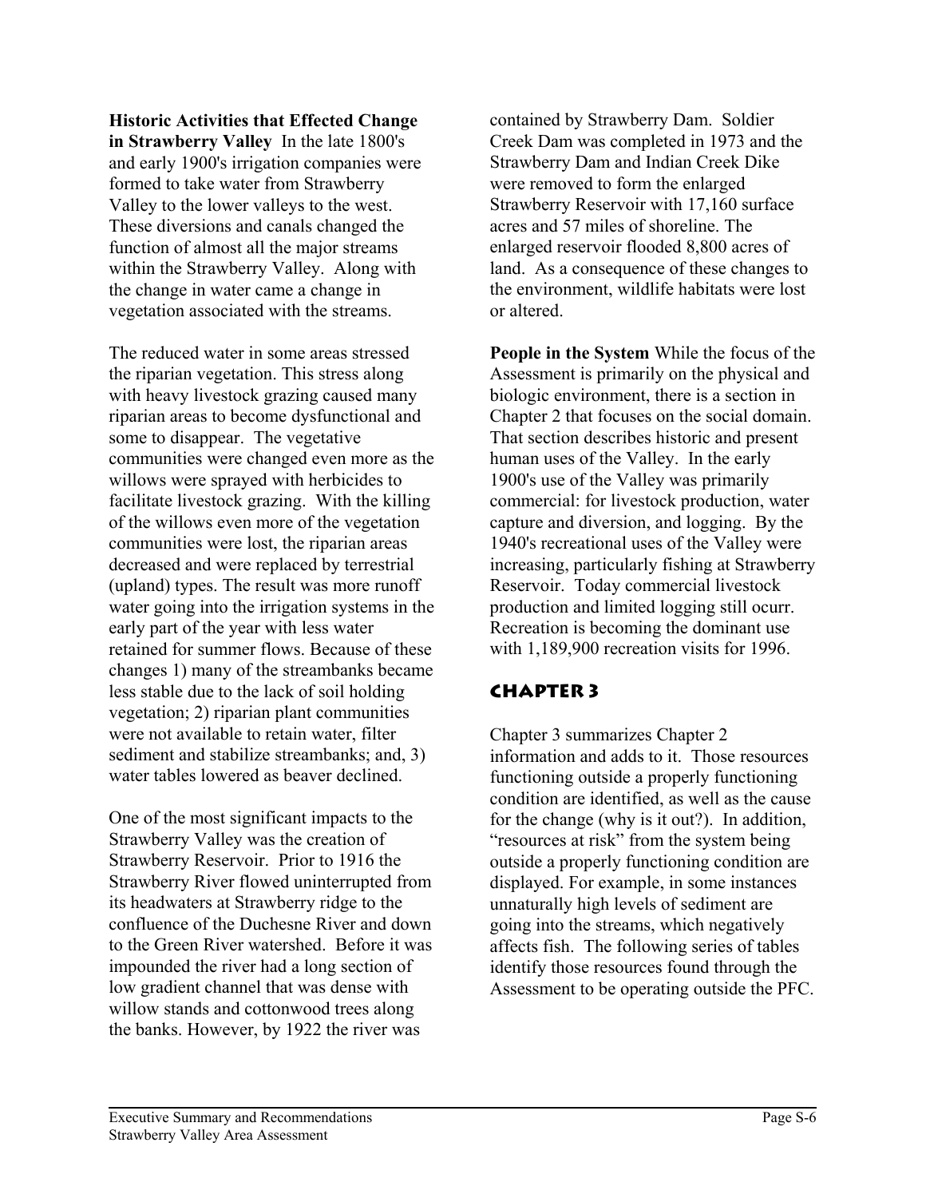**Historic Activities that Effected Change in Strawberry Valley** In the late 1800's and early 1900's irrigation companies were formed to take water from Strawberry Valley to the lower valleys to the west. These diversions and canals changed the function of almost all the major streams within the Strawberry Valley. Along with the change in water came a change in vegetation associated with the streams.

The reduced water in some areas stressed the riparian vegetation. This stress along with heavy livestock grazing caused many riparian areas to become dysfunctional and some to disappear. The vegetative communities were changed even more as the willows were sprayed with herbicides to facilitate livestock grazing. With the killing of the willows even more of the vegetation communities were lost, the riparian areas decreased and were replaced by terrestrial (upland) types. The result was more runoff water going into the irrigation systems in the early part of the year with less water retained for summer flows. Because of these changes 1) many of the streambanks became less stable due to the lack of soil holding vegetation; 2) riparian plant communities were not available to retain water, filter sediment and stabilize streambanks; and, 3) water tables lowered as beaver declined.

One of the most significant impacts to the Strawberry Valley was the creation of Strawberry Reservoir. Prior to 1916 the Strawberry River flowed uninterrupted from its headwaters at Strawberry ridge to the confluence of the Duchesne River and down to the Green River watershed. Before it was impounded the river had a long section of low gradient channel that was dense with willow stands and cottonwood trees along the banks. However, by 1922 the river was contained by Strawberry Dam. Soldier Creek Dam was completed in 1973 and the Strawberry Dam and Indian Creek Dike were removed to form the enlarged Strawberry Reservoir with 17,160 surface acres and 57 miles of shoreline. The enlarged reservoir flooded 8,800 acres of land. As a consequence of these changes to the environment, wildlife habitats were lost or altered.

**People in the System** While the focus of the Assessment is primarily on the physical and biologic environment, there is a section in Chapter 2 that focuses on the social domain. That section describes historic and present human uses of the Valley. In the early 1900's use of the Valley was primarily commercial: for livestock production, water capture and diversion, and logging. By the 1940's recreational uses of the Valley were increasing, particularly fishing at Strawberry Reservoir. Today commercial livestock production and limited logging still ocurr. Recreation is becoming the dominant use with 1,189,900 recreation visits for 1996.

## Chapter 3

Chapter 3 summarizes Chapter 2 information and adds to it. Those resources functioning outside a properly functioning condition are identified, as well as the cause for the change (why is it out?). In addition, "resources at risk" from the system being outside a properly functioning condition are displayed. For example, in some instances unnaturally high levels of sediment are going into the streams, which negatively affects fish. The following series of tables identify those resources found through the Assessment to be operating outside the PFC.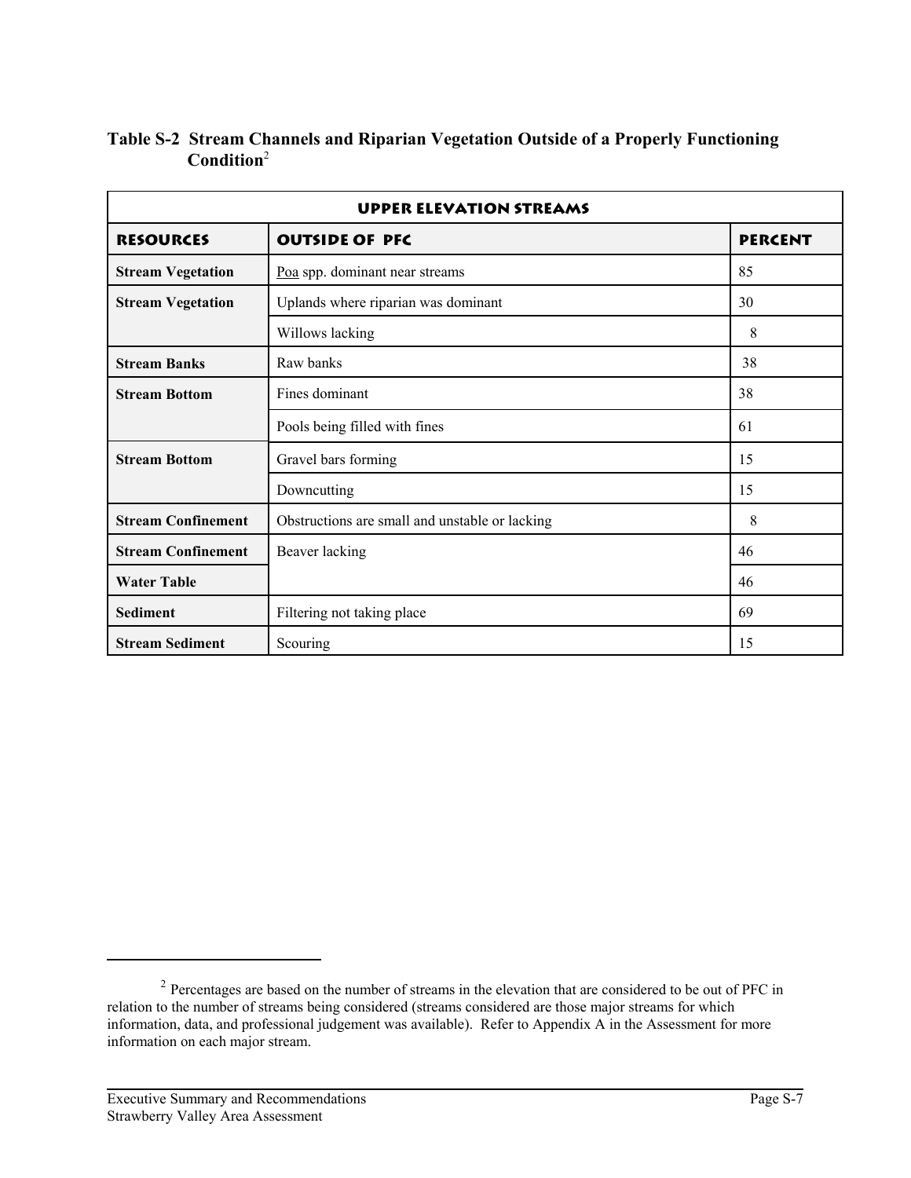### Table S-2 Stream Channels and Riparian Vegetation Outside of a Properly Functioning Condition[2]

| UPPER ELEVATION STREAMS | | |
|---|---|---|
| **RESOURCES** | **OUTSIDE OF PFC** | **PERCENT** |
| **Stream Vegetation** | Poa spp. dominant near streams | 85 |
| **Stream Vegetation** | Uplands where riparian was dominant | 30 |
| | Willows lacking | 8 |
| **Stream Banks** | Raw banks | 38 |
| **Stream Bottom** | Fines dominant | 38 |
| | Pools being filled with fines | 61 |
| **Stream Bottom** | Gravel bars forming | 15 |
| | Downcutting | 15 |
| **Stream Confinement** | Obstructions are small and unstable or lacking | 8 |
| **Stream Confinement** | Beaver lacking | 46 |
| **Water Table** | | 46 |
| **Sediment** | Filtering not taking place | 69 |
| **Stream Sediment** | Scouring | 15 |

[2] Percentages are based on the number of streams in the elevation that are considered to be out of PFC in relation to the number of streams being considered (streams considered are those major streams for which information, data, and professional judgement was available). Refer to Appendix A in the Assessment for more information on each major stream.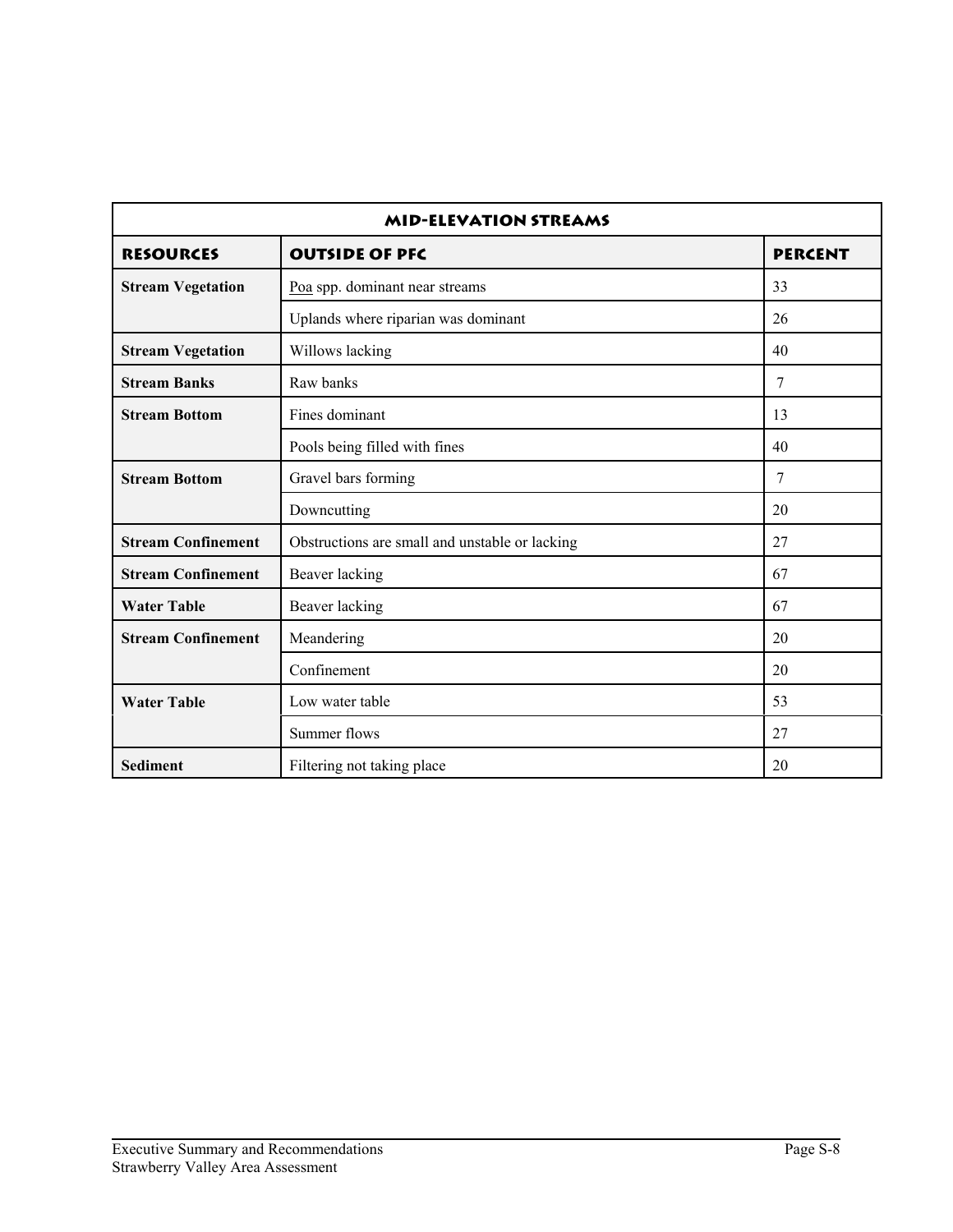| MID-ELEVATION STREAMS | | |
|---|---|---|
| **RESOURCES** | **OUTSIDE OF PFC** | **PERCENT** |
| **Stream Vegetation** | Poa spp. dominant near streams | 33 |
| | Uplands where riparian was dominant | 26 |
| **Stream Vegetation** | Willows lacking | 40 |
| **Stream Banks** | Raw banks | 7 |
| **Stream Bottom** | Fines dominant | 13 |
| | Pools being filled with fines | 40 |
| **Stream Bottom** | Gravel bars forming | 7 |
| | Downcutting | 20 |
| **Stream Confinement** | Obstructions are small and unstable or lacking | 27 |
| **Stream Confinement** | Beaver lacking | 67 |
| **Water Table** | Beaver lacking | 67 |
| **Stream Confinement** | Meandering | 20 |
| | Confinement | 20 |
| **Water Table** | Low water table | 53 |
| | Summer flows | 27 |
| **Sediment** | Filtering not taking place | 20 |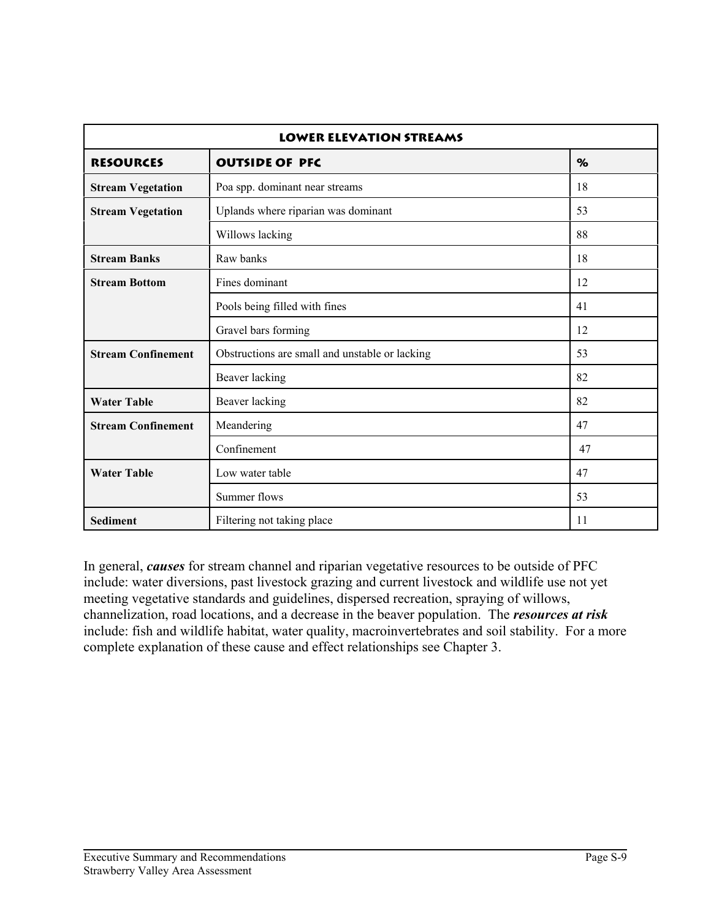| LOWER ELEVATION STREAMS | | |
|---|---|---|
| **RESOURCES** | **OUTSIDE OF PFC** | **%** |
| **Stream Vegetation** | Poa spp. dominant near streams | 18 |
| **Stream Vegetation** | Uplands where riparian was dominant | 53 |
| | Willows lacking | 88 |
| **Stream Banks** | Raw banks | 18 |
| **Stream Bottom** | Fines dominant | 12 |
| | Pools being filled with fines | 41 |
| | Gravel bars forming | 12 |
| **Stream Confinement** | Obstructions are small and unstable or lacking | 53 |
| | Beaver lacking | 82 |
| **Water Table** | Beaver lacking | 82 |
| **Stream Confinement** | Meandering | 47 |
| | Confinement | 47 |
| **Water Table** | Low water table | 47 |
| | Summer flows | 53 |
| **Sediment** | Filtering not taking place | 11 |

In general, ***causes*** for stream channel and riparian vegetative resources to be outside of PFC include: water diversions, past livestock grazing and current livestock and wildlife use not yet meeting vegetative standards and guidelines, dispersed recreation, spraying of willows, channelization, road locations, and a decrease in the beaver population. The ***resources at risk*** include: fish and wildlife habitat, water quality, macroinvertebrates and soil stability. For a more complete explanation of these cause and effect relationships see Chapter 3.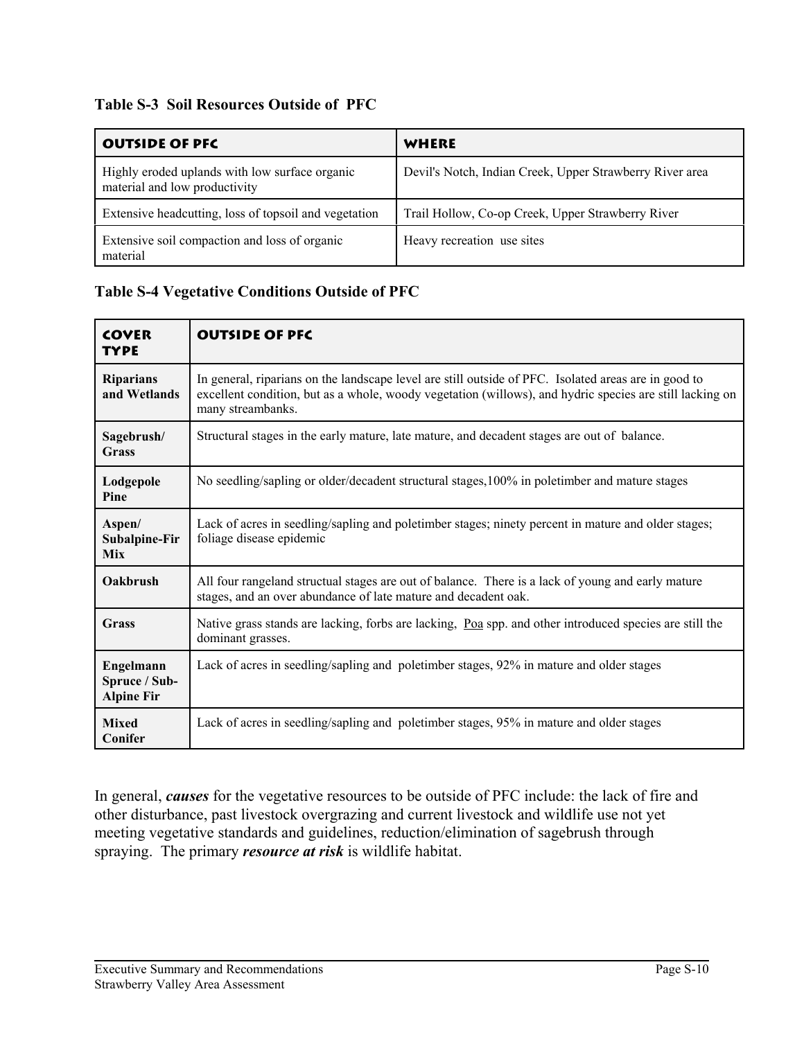### Table S-3 Soil Resources Outside of PFC

| OUTSIDE OF PFC | WHERE |
| --- | --- |
| Highly eroded uplands with low surface organic material and low productivity | Devil's Notch, Indian Creek, Upper Strawberry River area |
| Extensive headcutting, loss of topsoil and vegetation | Trail Hollow, Co-op Creek, Upper Strawberry River |
| Extensive soil compaction and loss of organic material | Heavy recreation use sites |

### Table S-4 Vegetative Conditions Outside of PFC

| COVER TYPE | OUTSIDE OF PFC |
| --- | --- |
| **Riparians and Wetlands** | In general, riparians on the landscape level are still outside of PFC. Isolated areas are in good to excellent condition, but as a whole, woody vegetation (willows), and hydric species are still lacking on many streambanks. |
| **Sagebrush/ Grass** | Structural stages in the early mature, late mature, and decadent stages are out of balance. |
| **Lodgepole Pine** | No seedling/sapling or older/decadent structural stages,100% in poletimber and mature stages |
| **Aspen/ Subalpine-Fir Mix** | Lack of acres in seedling/sapling and poletimber stages; ninety percent in mature and older stages; foliage disease epidemic |
| **Oakbrush** | All four rangeland structual stages are out of balance. There is a lack of young and early mature stages, and an over abundance of late mature and decadent oak. |
| **Grass** | Native grass stands are lacking, forbs are lacking, Poa spp. and other introduced species are still the dominant grasses. |
| **Engelmann Spruce / Sub-Alpine Fir** | Lack of acres in seedling/sapling and poletimber stages, 92% in mature and older stages |
| **Mixed Conifer** | Lack of acres in seedling/sapling and poletimber stages, 95% in mature and older stages |

In general, ***causes*** for the vegetative resources to be outside of PFC include: the lack of fire and other disturbance, past livestock overgrazing and current livestock and wildlife use not yet meeting vegetative standards and guidelines, reduction/elimination of sagebrush through spraying. The primary ***resource at risk*** is wildlife habitat.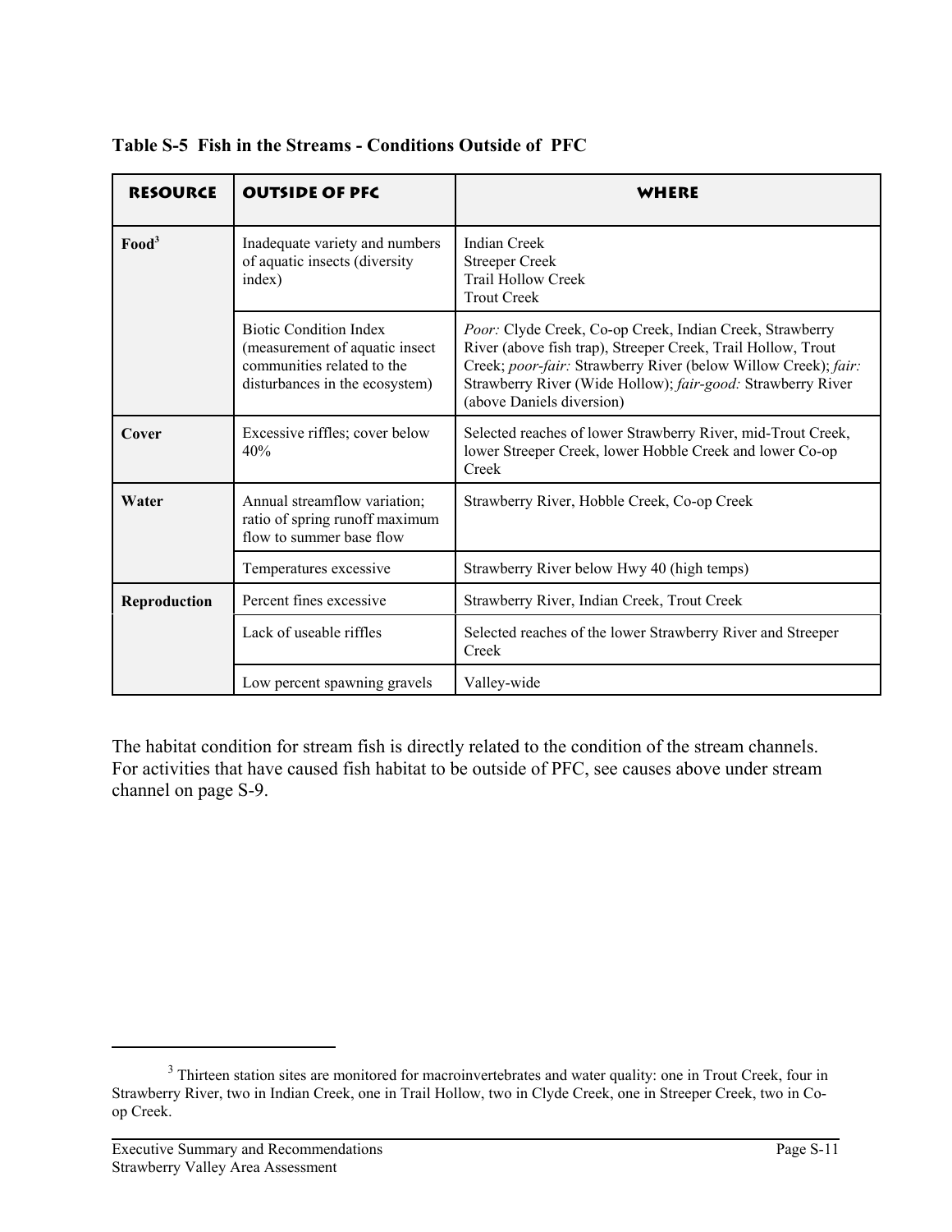**Table S-5 Fish in the Streams - Conditions Outside of PFC**

| RESOURCE | OUTSIDE OF PFC | WHERE |
|---|---|---|
| **Food**[3] | Inadequate variety and numbers of aquatic insects (diversity index) | Indian Creek<br>Streeper Creek<br>Trail Hollow Creek<br>Trout Creek |
| | Biotic Condition Index (measurement of aquatic insect communities related to the disturbances in the ecosystem) | *Poor:* Clyde Creek, Co-op Creek, Indian Creek, Strawberry River (above fish trap), Streeper Creek, Trail Hollow, Trout Creek; *poor-fair:* Strawberry River (below Willow Creek); *fair:* Strawberry River (Wide Hollow); *fair-good:* Strawberry River (above Daniels diversion) |
| **Cover** | Excessive riffles; cover below 40% | Selected reaches of lower Strawberry River, mid-Trout Creek, lower Streeper Creek, lower Hobble Creek and lower Co-op Creek |
| **Water** | Annual streamflow variation; ratio of spring runoff maximum flow to summer base flow | Strawberry River, Hobble Creek, Co-op Creek |
| | Temperatures excessive | Strawberry River below Hwy 40 (high temps) |
| **Reproduction** | Percent fines excessive | Strawberry River, Indian Creek, Trout Creek |
| | Lack of useable riffles | Selected reaches of the lower Strawberry River and Streeper Creek |
| | Low percent spawning gravels | Valley-wide |

The habitat condition for stream fish is directly related to the condition of the stream channels. For activities that have caused fish habitat to be outside of PFC, see causes above under stream channel on page S-9.

[3] Thirteen station sites are monitored for macroinvertebrates and water quality: one in Trout Creek, four in Strawberry River, two in Indian Creek, one in Trail Hollow, two in Clyde Creek, one in Streeper Creek, two in Co-op Creek.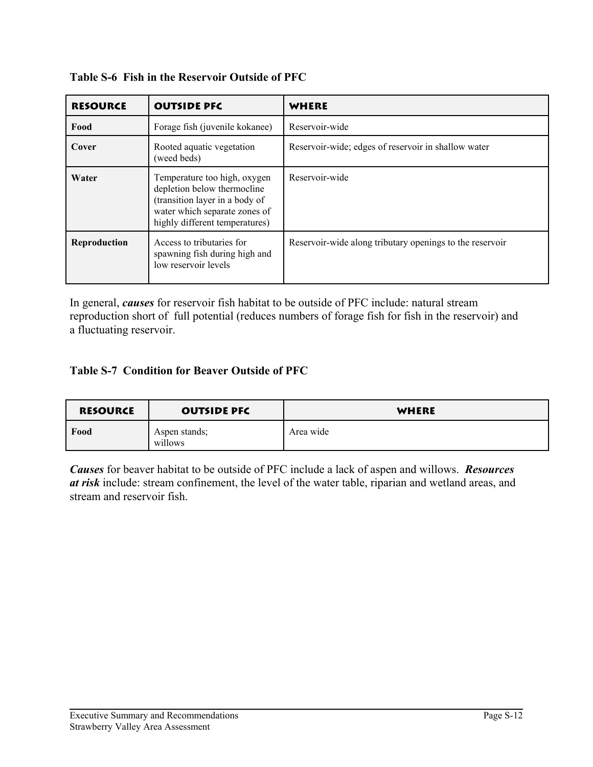### Table S-6 Fish in the Reservoir Outside of PFC

| RESOURCE | OUTSIDE PFC | WHERE |
|---|---|---|
| **Food** | Forage fish (juvenile kokanee) | Reservoir-wide |
| **Cover** | Rooted aquatic vegetation (weed beds) | Reservoir-wide; edges of reservoir in shallow water |
| **Water** | Temperature too high, oxygen depletion below thermocline (transition layer in a body of water which separate zones of highly different temperatures) | Reservoir-wide |
| **Reproduction** | Access to tributaries for spawning fish during high and low reservoir levels | Reservoir-wide along tributary openings to the reservoir |

In general, ***causes*** for reservoir fish habitat to be outside of PFC include: natural stream reproduction short of full potential (reduces numbers of forage fish for fish in the reservoir) and a fluctuating reservoir.

### Table S-7 Condition for Beaver Outside of PFC

| RESOURCE | OUTSIDE PFC | WHERE |
|---|---|---|
| **Food** | Aspen stands; willows | Area wide |

***Causes*** for beaver habitat to be outside of PFC include a lack of aspen and willows. ***Resources at risk*** include: stream confinement, the level of the water table, riparian and wetland areas, and stream and reservoir fish.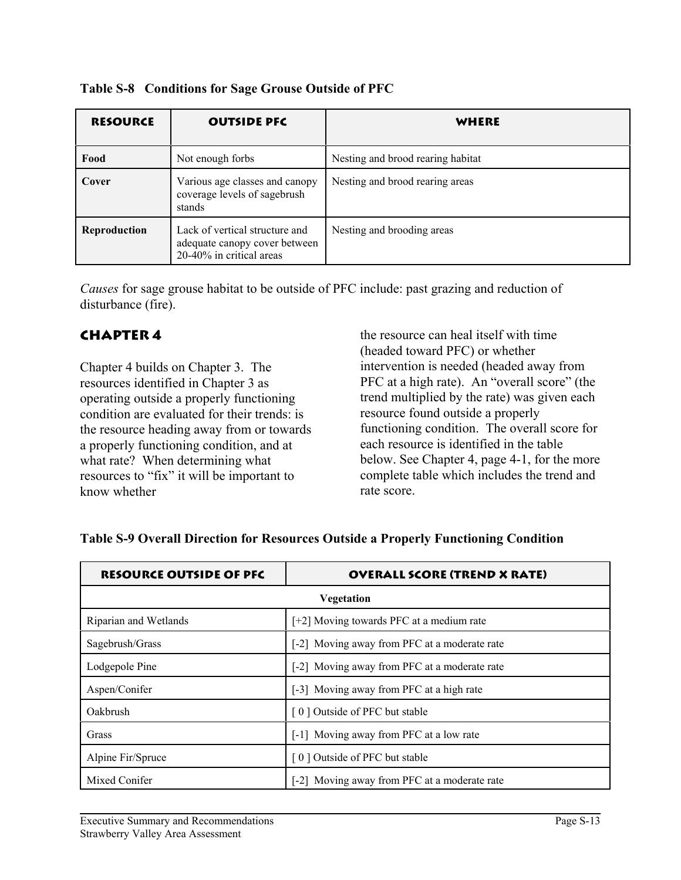**Table S-8 Conditions for Sage Grouse Outside of PFC**

| RESOURCE | OUTSIDE PFC | WHERE |
|---|---|---|
| **Food** | Not enough forbs | Nesting and brood rearing habitat |
| **Cover** | Various age classes and canopy coverage levels of sagebrush stands | Nesting and brood rearing areas |
| **Reproduction** | Lack of vertical structure and adequate canopy cover between 20-40% in critical areas | Nesting and brooding areas |

*Causes* for sage grouse habitat to be outside of PFC include: past grazing and reduction of disturbance (fire).

## CHAPTER 4

Chapter 4 builds on Chapter 3. The resources identified in Chapter 3 as operating outside a properly functioning condition are evaluated for their trends: is the resource heading away from or towards a properly functioning condition, and at what rate? When determining what resources to "fix" it will be important to know whether the resource can heal itself with time (headed toward PFC) or whether intervention is needed (headed away from PFC at a high rate). An "overall score" (the trend multiplied by the rate) was given each resource found outside a properly functioning condition. The overall score for each resource is identified in the table below. See Chapter 4, page 4-1, for the more complete table which includes the trend and rate score.

**Table S-9 Overall Direction for Resources Outside a Properly Functioning Condition**

| RESOURCE OUTSIDE OF PFC | OVERALL SCORE (TREND X RATE) |
|---|---|
| **Vegetation** | |
| Riparian and Wetlands | [+2] Moving towards PFC at a medium rate |
| Sagebrush/Grass | [-2] Moving away from PFC at a moderate rate |
| Lodgepole Pine | [-2] Moving away from PFC at a moderate rate |
| Aspen/Conifer | [-3] Moving away from PFC at a high rate |
| Oakbrush | [ 0 ] Outside of PFC but stable |
| Grass | [-1] Moving away from PFC at a low rate |
| Alpine Fir/Spruce | [ 0 ] Outside of PFC but stable |
| Mixed Conifer | [-2] Moving away from PFC at a moderate rate |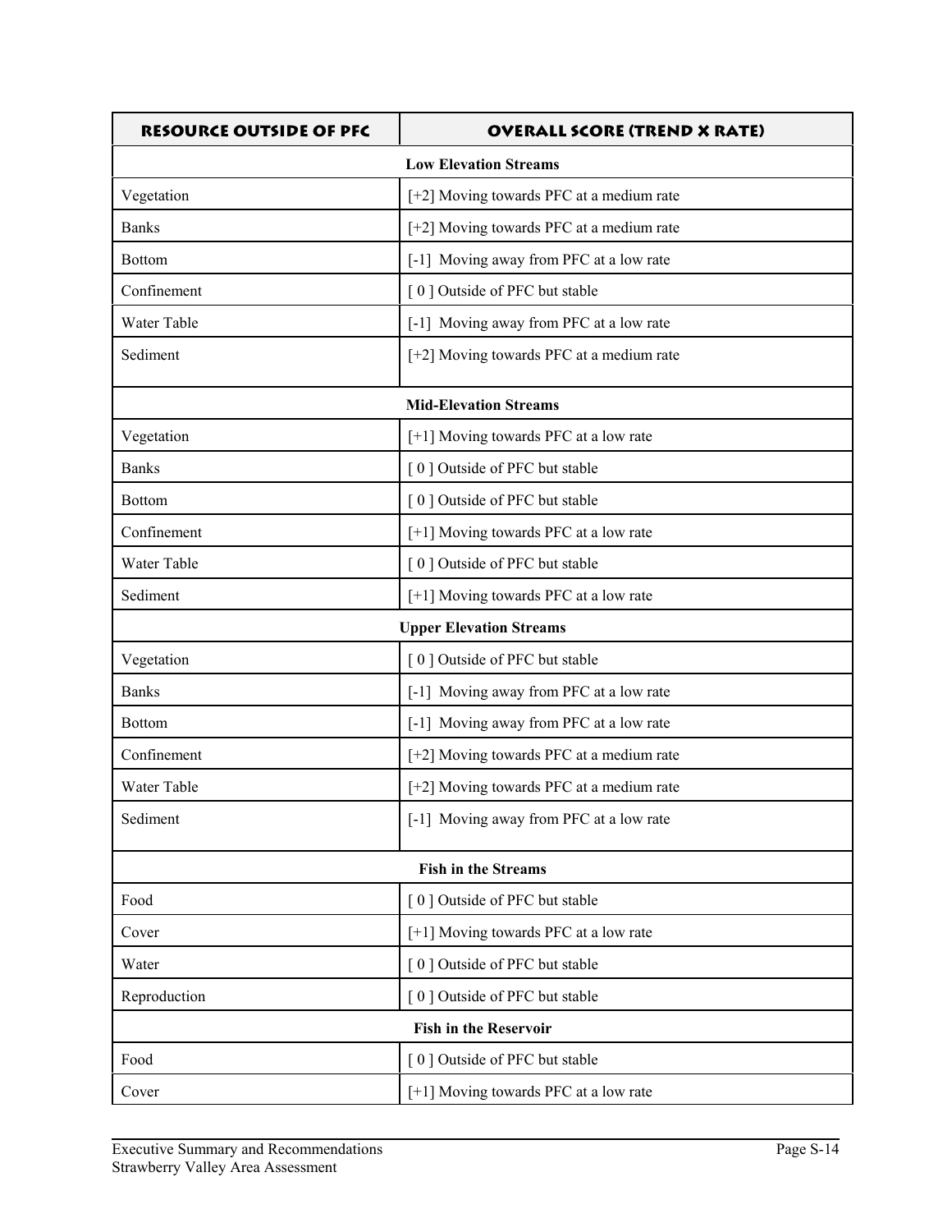| RESOURCE OUTSIDE OF PFC | OVERALL SCORE (TREND X RATE) |
|---|---|
| **Low Elevation Streams** | |
| Vegetation | [+2] Moving towards PFC at a medium rate |
| Banks | [+2] Moving towards PFC at a medium rate |
| Bottom | [-1] Moving away from PFC at a low rate |
| Confinement | [ 0 ] Outside of PFC but stable |
| Water Table | [-1] Moving away from PFC at a low rate |
| Sediment | [+2] Moving towards PFC at a medium rate |
| **Mid-Elevation Streams** | |
| Vegetation | [+1] Moving towards PFC at a low rate |
| Banks | [ 0 ] Outside of PFC but stable |
| Bottom | [ 0 ] Outside of PFC but stable |
| Confinement | [+1] Moving towards PFC at a low rate |
| Water Table | [ 0 ] Outside of PFC but stable |
| Sediment | [+1] Moving towards PFC at a low rate |
| **Upper Elevation Streams** | |
| Vegetation | [ 0 ] Outside of PFC but stable |
| Banks | [-1] Moving away from PFC at a low rate |
| Bottom | [-1] Moving away from PFC at a low rate |
| Confinement | [+2] Moving towards PFC at a medium rate |
| Water Table | [+2] Moving towards PFC at a medium rate |
| Sediment | [-1] Moving away from PFC at a low rate |
| **Fish in the Streams** | |
| Food | [ 0 ] Outside of PFC but stable |
| Cover | [+1] Moving towards PFC at a low rate |
| Water | [ 0 ] Outside of PFC but stable |
| Reproduction | [ 0 ] Outside of PFC but stable |
| **Fish in the Reservoir** | |
| Food | [ 0 ] Outside of PFC but stable |
| Cover | [+1] Moving towards PFC at a low rate |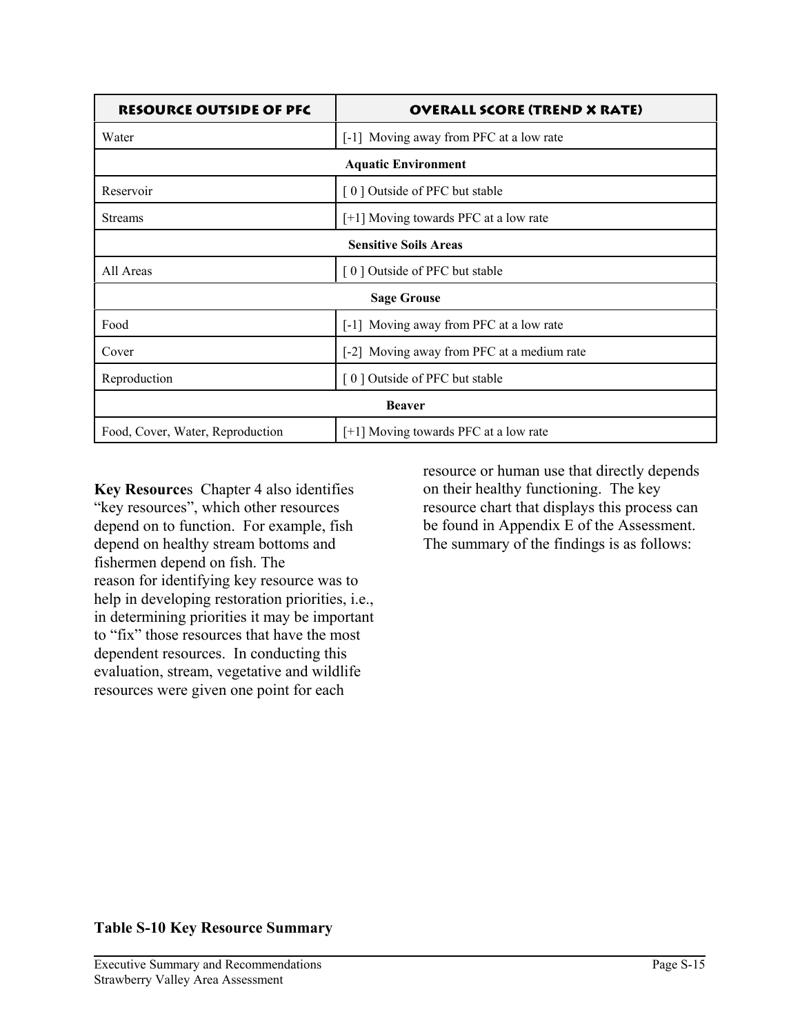| RESOURCE OUTSIDE OF PFC | OVERALL SCORE (TREND X RATE) |
|---|---|
| Water | [-1]  Moving away from PFC at a low rate |
| **Aquatic Environment** | |
| Reservoir | [ 0 ] Outside of PFC but stable |
| Streams | [+1] Moving towards PFC at a low rate |
| **Sensitive Soils Areas** | |
| All Areas | [ 0 ] Outside of PFC but stable |
| **Sage Grouse** | |
| Food | [-1]  Moving away from PFC at a low rate |
| Cover | [-2]  Moving away from PFC at a medium rate |
| Reproduction | [ 0 ] Outside of PFC but stable |
| **Beaver** | |
| Food, Cover, Water, Reproduction | [+1] Moving towards PFC at a low rate |

**Key Resource**s  Chapter 4 also identifies "key resources", which other resources depend on to function.  For example, fish depend on healthy stream bottoms and fishermen depend on fish. The reason for identifying key resource was to help in developing restoration priorities, i.e., in determining priorities it may be important to "fix" those resources that have the most dependent resources.  In conducting this evaluation, stream, vegetative and wildlife resources were given one point for each resource or human use that directly depends on their healthy functioning.  The key resource chart that displays this process can be found in Appendix E of the Assessment.  The summary of the findings is as follows:

**Table S-10 Key Resource Summary**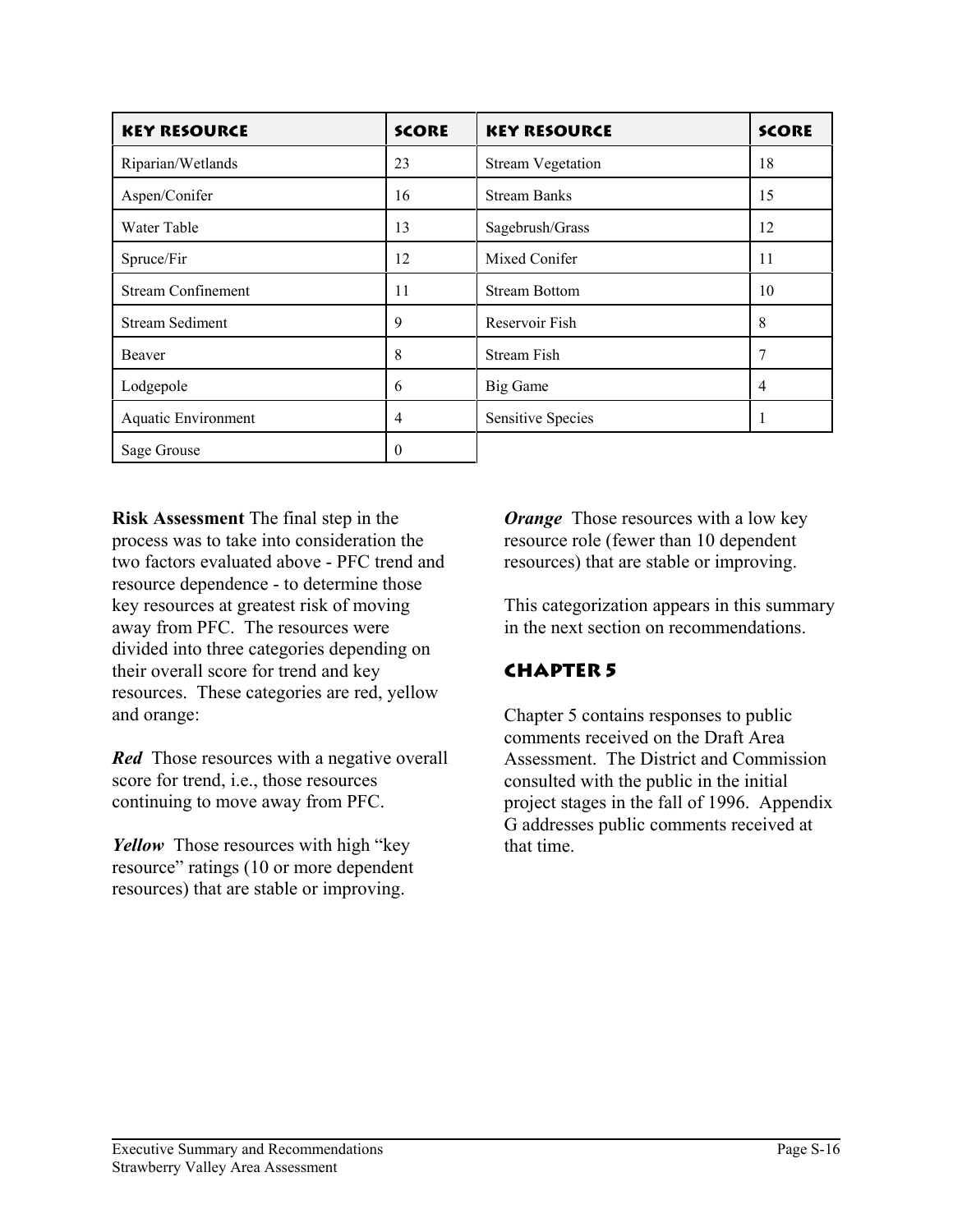| KEY RESOURCE | SCORE | KEY RESOURCE | SCORE |
|---|---|---|---|
| Riparian/Wetlands | 23 | Stream Vegetation | 18 |
| Aspen/Conifer | 16 | Stream Banks | 15 |
| Water Table | 13 | Sagebrush/Grass | 12 |
| Spruce/Fir | 12 | Mixed Conifer | 11 |
| Stream Confinement | 11 | Stream Bottom | 10 |
| Stream Sediment | 9 | Reservoir Fish | 8 |
| Beaver | 8 | Stream Fish | 7 |
| Lodgepole | 6 | Big Game | 4 |
| Aquatic Environment | 4 | Sensitive Species | 1 |
| Sage Grouse | 0 | | |

**Risk Assessment** The final step in the process was to take into consideration the two factors evaluated above - PFC trend and resource dependence - to determine those key resources at greatest risk of moving away from PFC. The resources were divided into three categories depending on their overall score for trend and key resources. These categories are red, yellow and orange:

***Red*** Those resources with a negative overall score for trend, i.e., those resources continuing to move away from PFC.

***Yellow*** Those resources with high "key resource" ratings (10 or more dependent resources) that are stable or improving.

***Orange*** Those resources with a low key resource role (fewer than 10 dependent resources) that are stable or improving.

This categorization appears in this summary in the next section on recommendations.

## CHAPTER 5

Chapter 5 contains responses to public comments received on the Draft Area Assessment. The District and Commission consulted with the public in the initial project stages in the fall of 1996. Appendix G addresses public comments received at that time.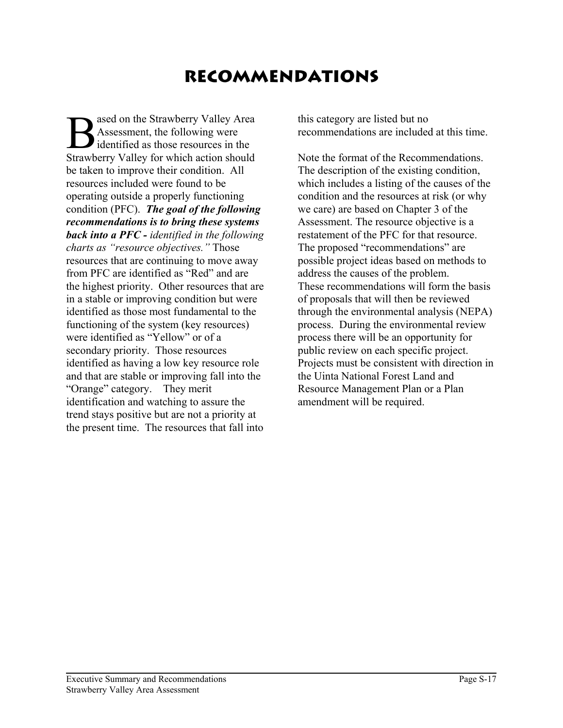# Recommendations

Based on the Strawberry Valley Area Assessment, the following were identified as those resources in the Strawberry Valley for which action should be taken to improve their condition. All resources included were found to be operating outside a properly functioning condition (PFC). ***The goal of the following recommendations is to bring these systems back into a PFC -*** *identified in the following charts as "resource objectives."* Those resources that are continuing to move away from PFC are identified as "Red" and are the highest priority. Other resources that are in a stable or improving condition but were identified as those most fundamental to the functioning of the system (key resources) were identified as "Yellow" or of a secondary priority. Those resources identified as having a low key resource role and that are stable or improving fall into the "Orange" category. They merit identification and watching to assure the trend stays positive but are not a priority at the present time. The resources that fall into this category are listed but no recommendations are included at this time.

Note the format of the Recommendations. The description of the existing condition, which includes a listing of the causes of the condition and the resources at risk (or why we care) are based on Chapter 3 of the Assessment. The resource objective is a restatement of the PFC for that resource. The proposed "recommendations" are possible project ideas based on methods to address the causes of the problem. These recommendations will form the basis of proposals that will then be reviewed through the environmental analysis (NEPA) process. During the environmental review process there will be an opportunity for public review on each specific project. Projects must be consistent with direction in the Uinta National Forest Land and Resource Management Plan or a Plan amendment will be required.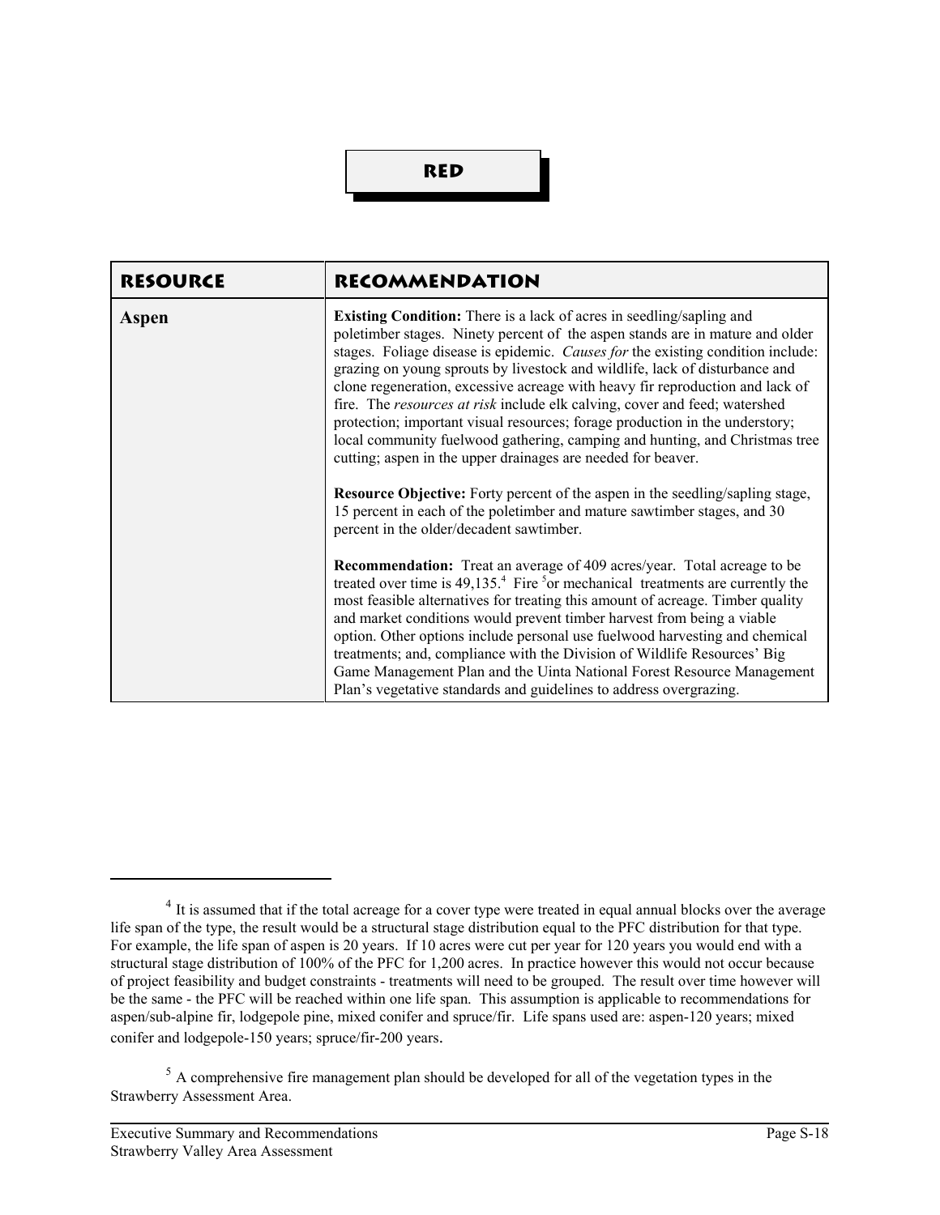# RED

| RESOURCE | RECOMMENDATION |
|---|---|
| **Aspen** | **Existing Condition:** There is a lack of acres in seedling/sapling and poletimber stages. Ninety percent of the aspen stands are in mature and older stages. Foliage disease is epidemic. *Causes for* the existing condition include: grazing on young sprouts by livestock and wildlife, lack of disturbance and clone regeneration, excessive acreage with heavy fir reproduction and lack of fire. The *resources at risk* include elk calving, cover and feed; watershed protection; important visual resources; forage production in the understory; local community fuelwood gathering, camping and hunting, and Christmas tree cutting; aspen in the upper drainages are needed for beaver.<br><br>**Resource Objective:** Forty percent of the aspen in the seedling/sapling stage, 15 percent in each of the poletimber and mature sawtimber stages, and 30 percent in the older/decadent sawtimber.<br><br>**Recommendation:** Treat an average of 409 acres/year. Total acreage to be treated over time is 49,135.[4] Fire [5]or mechanical treatments are currently the most feasible alternatives for treating this amount of acreage. Timber quality and market conditions would prevent timber harvest from being a viable option. Other options include personal use fuelwood harvesting and chemical treatments; and, compliance with the Division of Wildlife Resources' Big Game Management Plan and the Uinta National Forest Resource Management Plan's vegetative standards and guidelines to address overgrazing. |

---

[4] It is assumed that if the total acreage for a cover type were treated in equal annual blocks over the average life span of the type, the result would be a structural stage distribution equal to the PFC distribution for that type. For example, the life span of aspen is 20 years. If 10 acres were cut per year for 120 years you would end with a structural stage distribution of 100% of the PFC for 1,200 acres. In practice however this would not occur because of project feasibility and budget constraints - treatments will need to be grouped. The result over time however will be the same - the PFC will be reached within one life span. This assumption is applicable to recommendations for aspen/sub-alpine fir, lodgepole pine, mixed conifer and spruce/fir. Life spans used are: aspen-120 years; mixed conifer and lodgepole-150 years; spruce/fir-200 years.

[5] A comprehensive fire management plan should be developed for all of the vegetation types in the Strawberry Assessment Area.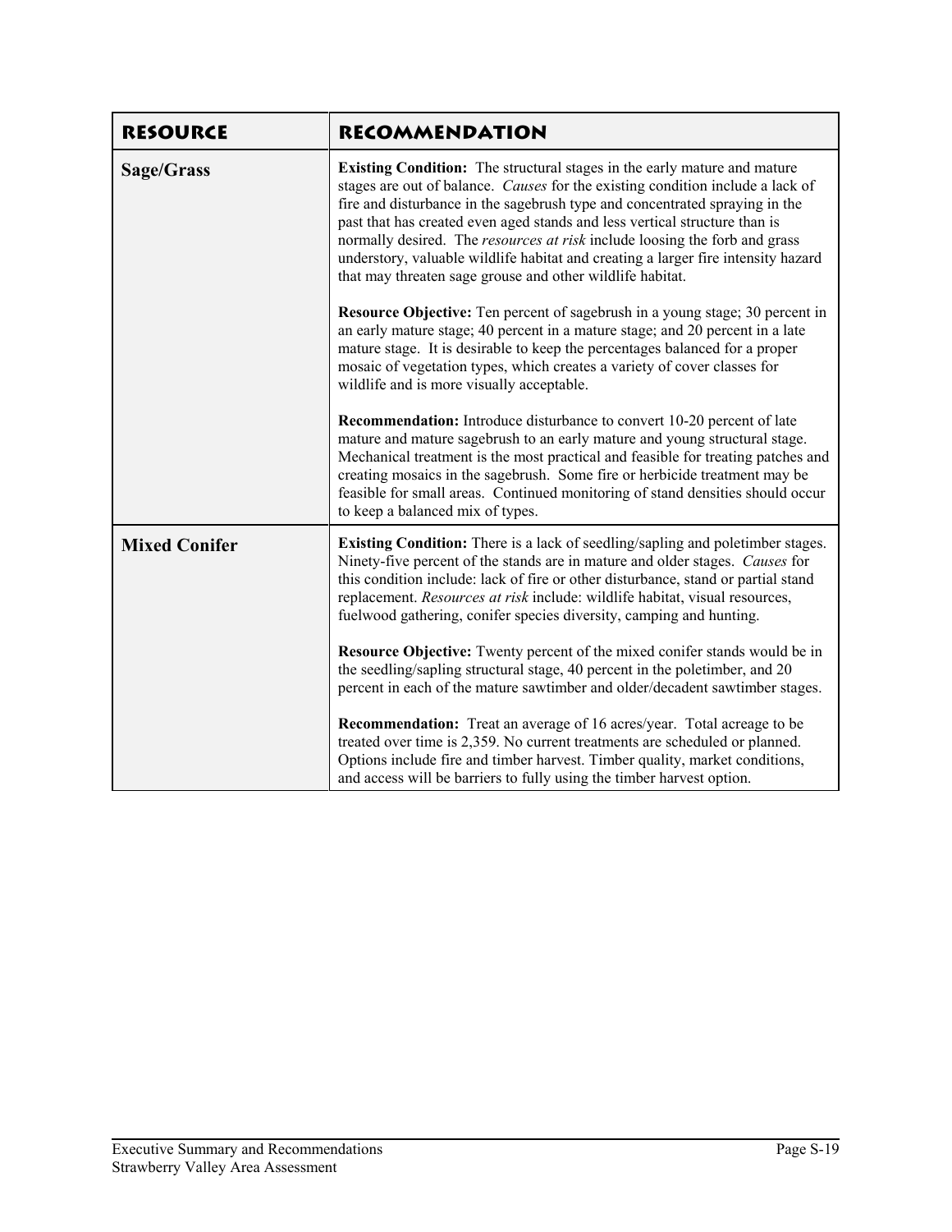| RESOURCE | RECOMMENDATION |
|---|---|
| **Sage/Grass** | **Existing Condition:** The structural stages in the early mature and mature stages are out of balance. *Causes* for the existing condition include a lack of fire and disturbance in the sagebrush type and concentrated spraying in the past that has created even aged stands and less vertical structure than is normally desired. The *resources at risk* include loosing the forb and grass understory, valuable wildlife habitat and creating a larger fire intensity hazard that may threaten sage grouse and other wildlife habitat.<br><br>**Resource Objective:** Ten percent of sagebrush in a young stage; 30 percent in an early mature stage; 40 percent in a mature stage; and 20 percent in a late mature stage. It is desirable to keep the percentages balanced for a proper mosaic of vegetation types, which creates a variety of cover classes for wildlife and is more visually acceptable.<br><br>**Recommendation:** Introduce disturbance to convert 10-20 percent of late mature and mature sagebrush to an early mature and young structural stage. Mechanical treatment is the most practical and feasible for treating patches and creating mosaics in the sagebrush. Some fire or herbicide treatment may be feasible for small areas. Continued monitoring of stand densities should occur to keep a balanced mix of types. |
| **Mixed Conifer** | **Existing Condition:** There is a lack of seedling/sapling and poletimber stages. Ninety-five percent of the stands are in mature and older stages. *Causes* for this condition include: lack of fire or other disturbance, stand or partial stand replacement. *Resources at risk* include: wildlife habitat, visual resources, fuelwood gathering, conifer species diversity, camping and hunting.<br><br>**Resource Objective:** Twenty percent of the mixed conifer stands would be in the seedling/sapling structural stage, 40 percent in the poletimber, and 20 percent in each of the mature sawtimber and older/decadent sawtimber stages.<br><br>**Recommendation:** Treat an average of 16 acres/year. Total acreage to be treated over time is 2,359. No current treatments are scheduled or planned. Options include fire and timber harvest. Timber quality, market conditions, and access will be barriers to fully using the timber harvest option. |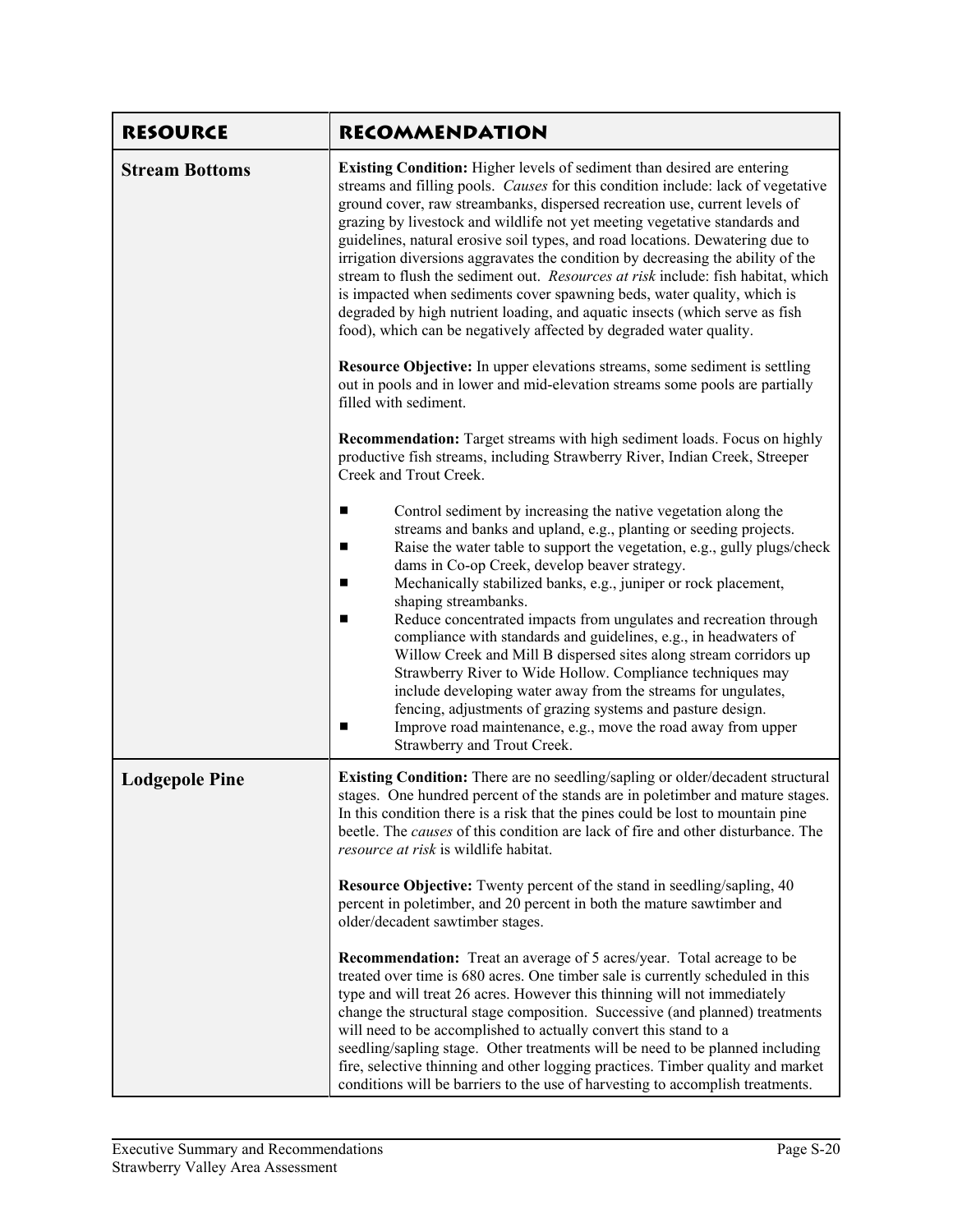| RESOURCE | RECOMMENDATION |
|---|---|
| **Stream Bottoms** | **Existing Condition:** Higher levels of sediment than desired are entering streams and filling pools. *Causes* for this condition include: lack of vegetative ground cover, raw streambanks, dispersed recreation use, current levels of grazing by livestock and wildlife not yet meeting vegetative standards and guidelines, natural erosive soil types, and road locations. Dewatering due to irrigation diversions aggravates the condition by decreasing the ability of the stream to flush the sediment out. *Resources at risk* include: fish habitat, which is impacted when sediments cover spawning beds, water quality, which is degraded by high nutrient loading, and aquatic insects (which serve as fish food), which can be negatively affected by degraded water quality.<br><br>**Resource Objective:** In upper elevations streams, some sediment is settling out in pools and in lower and mid-elevation streams some pools are partially filled with sediment.<br><br>**Recommendation:** Target streams with high sediment loads. Focus on highly productive fish streams, including Strawberry River, Indian Creek, Streeper Creek and Trout Creek.<br><br>■ Control sediment by increasing the native vegetation along the streams and banks and upland, e.g., planting or seeding projects.<br>■ Raise the water table to support the vegetation, e.g., gully plugs/check dams in Co-op Creek, develop beaver strategy.<br>■ Mechanically stabilized banks, e.g., juniper or rock placement, shaping streambanks.<br>■ Reduce concentrated impacts from ungulates and recreation through compliance with standards and guidelines, e.g., in headwaters of Willow Creek and Mill B dispersed sites along stream corridors up Strawberry River to Wide Hollow. Compliance techniques may include developing water away from the streams for ungulates, fencing, adjustments of grazing systems and pasture design.<br>■ Improve road maintenance, e.g., move the road away from upper Strawberry and Trout Creek. |
| **Lodgepole Pine** | **Existing Condition:** There are no seedling/sapling or older/decadent structural stages. One hundred percent of the stands are in poletimber and mature stages. In this condition there is a risk that the pines could be lost to mountain pine beetle. The *causes* of this condition are lack of fire and other disturbance. The *resource at risk* is wildlife habitat.<br><br>**Resource Objective:** Twenty percent of the stand in seedling/sapling, 40 percent in poletimber, and 20 percent in both the mature sawtimber and older/decadent sawtimber stages.<br><br>**Recommendation:** Treat an average of 5 acres/year. Total acreage to be treated over time is 680 acres. One timber sale is currently scheduled in this type and will treat 26 acres. However this thinning will not immediately change the structural stage composition. Successive (and planned) treatments will need to be accomplished to actually convert this stand to a seedling/sapling stage. Other treatments will be need to be planned including fire, selective thinning and other logging practices. Timber quality and market conditions will be barriers to the use of harvesting to accomplish treatments. |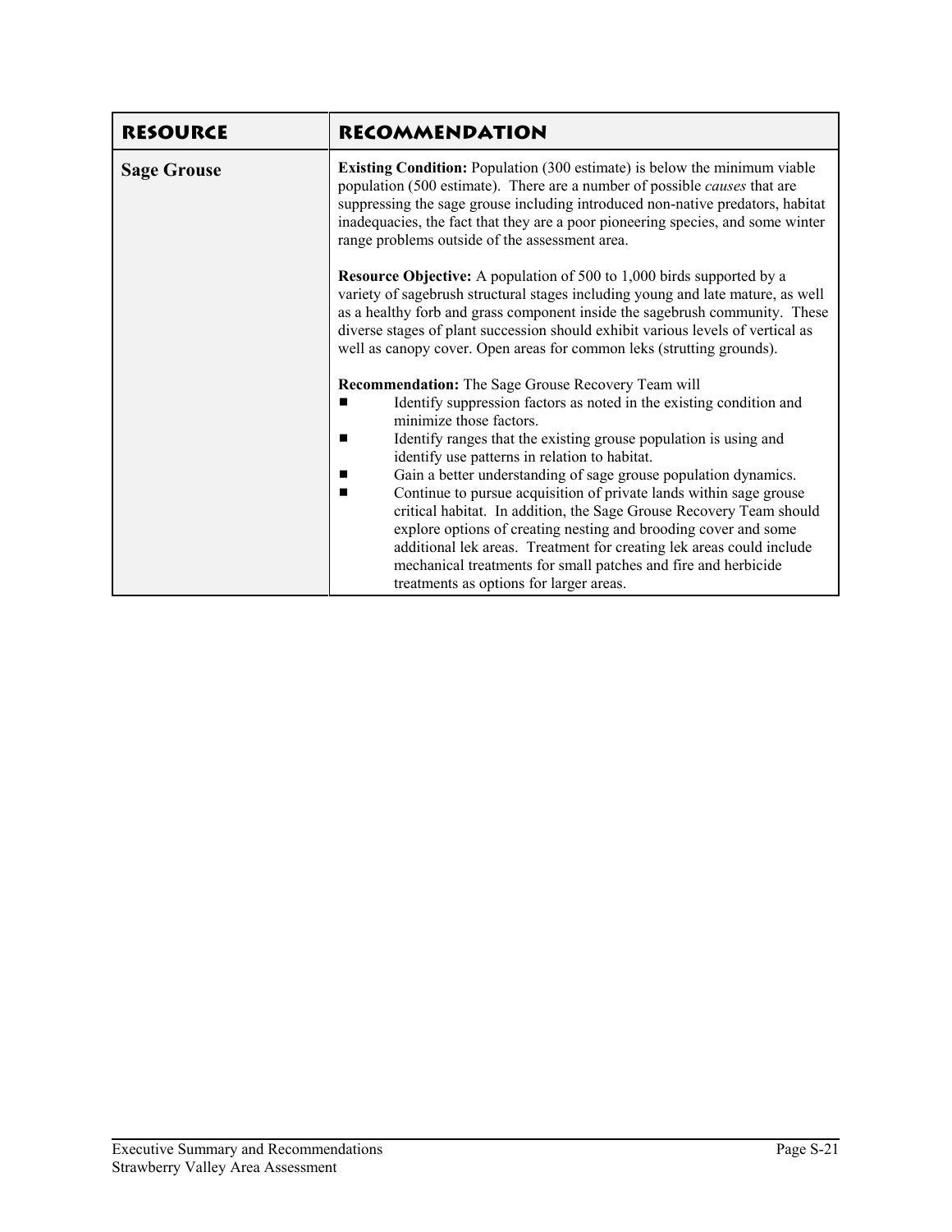| RESOURCE | RECOMMENDATION |
| --- | --- |
| **Sage Grouse** | **Existing Condition:** Population (300 estimate) is below the minimum viable population (500 estimate). There are a number of possible *causes* that are suppressing the sage grouse including introduced non-native predators, habitat inadequacies, the fact that they are a poor pioneering species, and some winter range problems outside of the assessment area.<br><br>**Resource Objective:** A population of 500 to 1,000 birds supported by a variety of sagebrush structural stages including young and late mature, as well as a healthy forb and grass component inside the sagebrush community. These diverse stages of plant succession should exhibit various levels of vertical as well as canopy cover. Open areas for common leks (strutting grounds).<br><br>**Recommendation:** The Sage Grouse Recovery Team will<br>■ Identify suppression factors as noted in the existing condition and minimize those factors.<br>■ Identify ranges that the existing grouse population is using and identify use patterns in relation to habitat.<br>■ Gain a better understanding of sage grouse population dynamics.<br>■ Continue to pursue acquisition of private lands within sage grouse critical habitat. In addition, the Sage Grouse Recovery Team should explore options of creating nesting and brooding cover and some additional lek areas. Treatment for creating lek areas could include mechanical treatments for small patches and fire and herbicide treatments as options for larger areas. |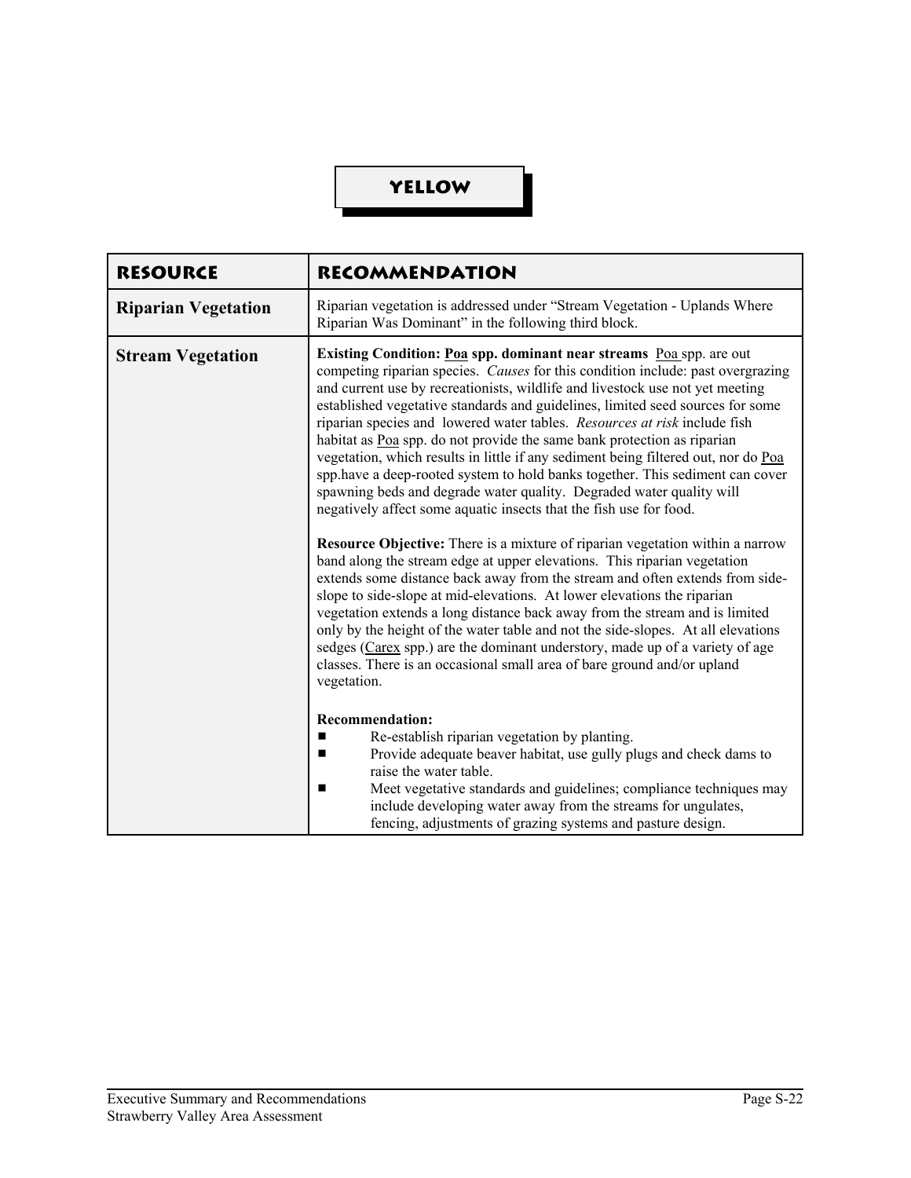# YELLOW

| RESOURCE | RECOMMENDATION |
| --- | --- |
| **Riparian Vegetation** | Riparian vegetation is addressed under "Stream Vegetation - Uplands Where Riparian Was Dominant" in the following third block. |
| **Stream Vegetation** | **Existing Condition: Poa spp. dominant near streams** Poa spp. are out competing riparian species. *Causes* for this condition include: past overgrazing and current use by recreationists, wildlife and livestock use not yet meeting established vegetative standards and guidelines, limited seed sources for some riparian species and lowered water tables. *Resources at risk* include fish habitat as Poa spp. do not provide the same bank protection as riparian vegetation, which results in little if any sediment being filtered out, nor do Poa spp.have a deep-rooted system to hold banks together. This sediment can cover spawning beds and degrade water quality. Degraded water quality will negatively affect some aquatic insects that the fish use for food.<br><br>**Resource Objective:** There is a mixture of riparian vegetation within a narrow band along the stream edge at upper elevations. This riparian vegetation extends some distance back away from the stream and often extends from side-slope to side-slope at mid-elevations. At lower elevations the riparian vegetation extends a long distance back away from the stream and is limited only by the height of the water table and not the side-slopes. At all elevations sedges (Carex spp.) are the dominant understory, made up of a variety of age classes. There is an occasional small area of bare ground and/or upland vegetation.<br><br>**Recommendation:**<br>■ Re-establish riparian vegetation by planting.<br>■ Provide adequate beaver habitat, use gully plugs and check dams to raise the water table.<br>■ Meet vegetative standards and guidelines; compliance techniques may include developing water away from the streams for ungulates, fencing, adjustments of grazing systems and pasture design. |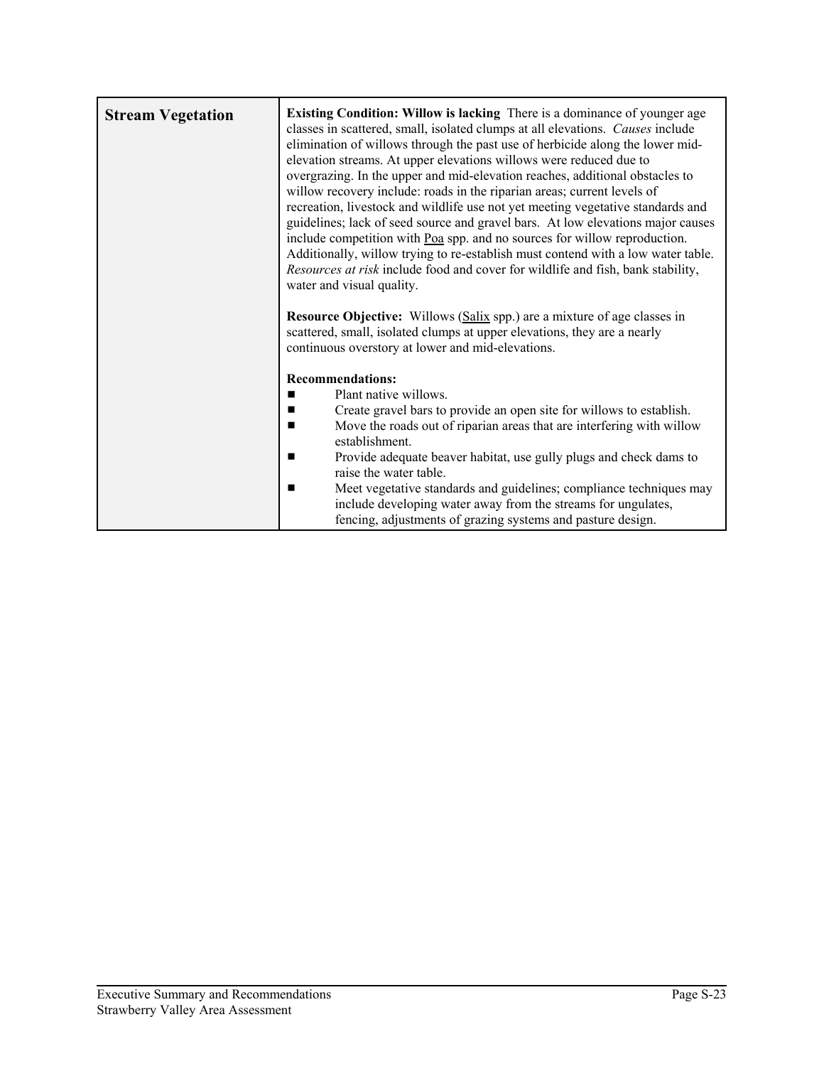| Stream Vegetation | **Existing Condition: Willow is lacking** There is a dominance of younger age classes in scattered, small, isolated clumps at all elevations. *Causes* include elimination of willows through the past use of herbicide along the lower mid-elevation streams. At upper elevations willows were reduced due to overgrazing. In the upper and mid-elevation reaches, additional obstacles to willow recovery include: roads in the riparian areas; current levels of recreation, livestock and wildlife use not yet meeting vegetative standards and guidelines; lack of seed source and gravel bars. At low elevations major causes include competition with Poa spp. and no sources for willow reproduction. Additionally, willow trying to re-establish must contend with a low water table. *Resources at risk* include food and cover for wildlife and fish, bank stability, water and visual quality.<br><br>**Resource Objective:** Willows (Salix spp.) are a mixture of age classes in scattered, small, isolated clumps at upper elevations, they are a nearly continuous overstory at lower and mid-elevations.<br><br>**Recommendations:**<br>■ Plant native willows.<br>■ Create gravel bars to provide an open site for willows to establish.<br>■ Move the roads out of riparian areas that are interfering with willow establishment.<br>■ Provide adequate beaver habitat, use gully plugs and check dams to raise the water table.<br>■ Meet vegetative standards and guidelines; compliance techniques may include developing water away from the streams for ungulates, fencing, adjustments of grazing systems and pasture design. |
|---|---|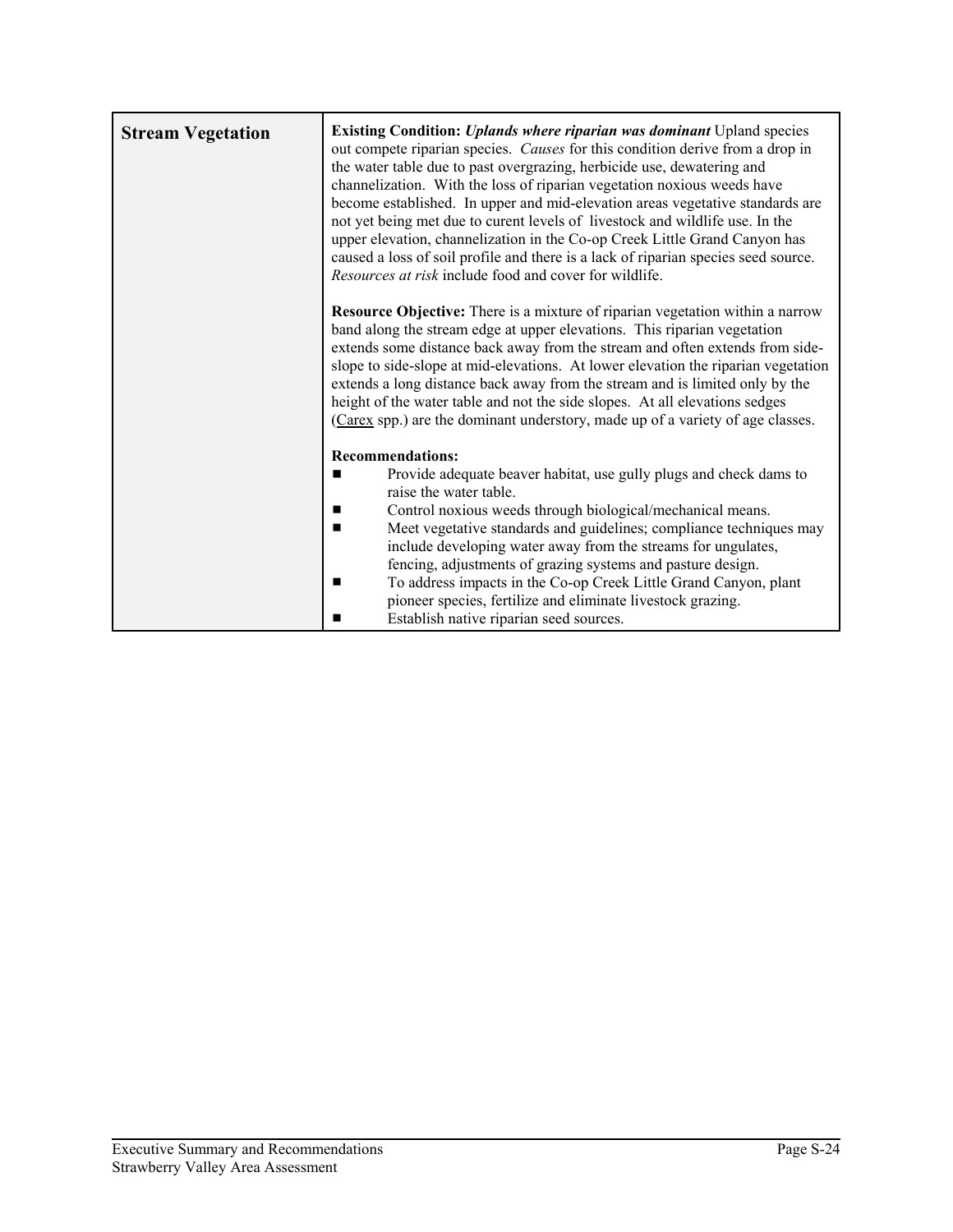| Stream Vegetation | **Existing Condition:** ***Uplands where riparian was dominant*** Upland species out compete riparian species. *Causes* for this condition derive from a drop in the water table due to past overgrazing, herbicide use, dewatering and channelization. With the loss of riparian vegetation noxious weeds have become established. In upper and mid-elevation areas vegetative standards are not yet being met due to curent levels of livestock and wildlife use. In the upper elevation, channelization in the Co-op Creek Little Grand Canyon has caused a loss of soil profile and there is a lack of riparian species seed source. *Resources at risk* include food and cover for wildlife.<br><br>**Resource Objective:** There is a mixture of riparian vegetation within a narrow band along the stream edge at upper elevations. This riparian vegetation extends some distance back away from the stream and often extends from side-slope to side-slope at mid-elevations. At lower elevation the riparian vegetation extends a long distance back away from the stream and is limited only by the height of the water table and not the side slopes. At all elevations sedges (Carex spp.) are the dominant understory, made up of a variety of age classes.<br><br>**Recommendations:**<br>■ Provide adequate beaver habitat, use gully plugs and check dams to raise the water table.<br>■ Control noxious weeds through biological/mechanical means.<br>■ Meet vegetative standards and guidelines; compliance techniques may include developing water away from the streams for ungulates, fencing, adjustments of grazing systems and pasture design.<br>■ To address impacts in the Co-op Creek Little Grand Canyon, plant pioneer species, fertilize and eliminate livestock grazing.<br>■ Establish native riparian seed sources. |
|---|---|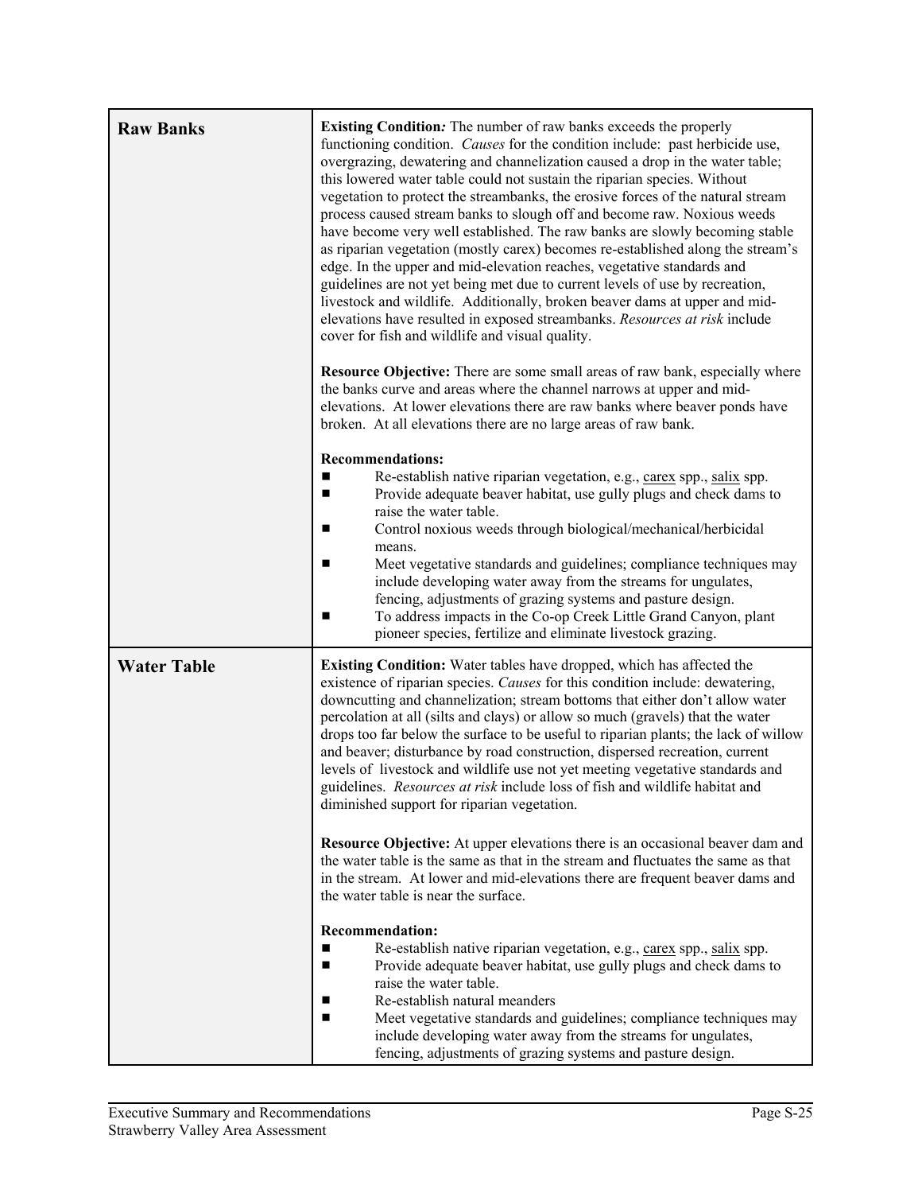| | |
|---|---|
| **Raw Banks** | **Existing Condition***:* The number of raw banks exceeds the properly functioning condition. *Causes* for the condition include: past herbicide use, overgrazing, dewatering and channelization caused a drop in the water table; this lowered water table could not sustain the riparian species. Without vegetation to protect the streambanks, the erosive forces of the natural stream process caused stream banks to slough off and become raw. Noxious weeds have become very well established. The raw banks are slowly becoming stable as riparian vegetation (mostly carex) becomes re-established along the stream's edge. In the upper and mid-elevation reaches, vegetative standards and guidelines are not yet being met due to current levels of use by recreation, livestock and wildlife. Additionally, broken beaver dams at upper and mid-elevations have resulted in exposed streambanks. *Resources at risk* include cover for fish and wildlife and visual quality.<br><br>**Resource Objective:** There are some small areas of raw bank, especially where the banks curve and areas where the channel narrows at upper and mid-elevations. At lower elevations there are raw banks where beaver ponds have broken. At all elevations there are no large areas of raw bank.<br><br>**Recommendations:**<br>■ Re-establish native riparian vegetation, e.g., carex spp., salix spp.<br>■ Provide adequate beaver habitat, use gully plugs and check dams to raise the water table.<br>■ Control noxious weeds through biological/mechanical/herbicidal means.<br>■ Meet vegetative standards and guidelines; compliance techniques may include developing water away from the streams for ungulates, fencing, adjustments of grazing systems and pasture design.<br>■ To address impacts in the Co-op Creek Little Grand Canyon, plant pioneer species, fertilize and eliminate livestock grazing. |
| **Water Table** | **Existing Condition:** Water tables have dropped, which has affected the existence of riparian species. *Causes* for this condition include: dewatering, downcutting and channelization; stream bottoms that either don't allow water percolation at all (silts and clays) or allow so much (gravels) that the water drops too far below the surface to be useful to riparian plants; the lack of willow and beaver; disturbance by road construction, dispersed recreation, current levels of livestock and wildlife use not yet meeting vegetative standards and guidelines. *Resources at risk* include loss of fish and wildlife habitat and diminished support for riparian vegetation.<br><br>**Resource Objective:** At upper elevations there is an occasional beaver dam and the water table is the same as that in the stream and fluctuates the same as that in the stream. At lower and mid-elevations there are frequent beaver dams and the water table is near the surface.<br><br>**Recommendation:**<br>■ Re-establish native riparian vegetation, e.g., carex spp., salix spp.<br>■ Provide adequate beaver habitat, use gully plugs and check dams to raise the water table.<br>■ Re-establish natural meanders<br>■ Meet vegetative standards and guidelines; compliance techniques may include developing water away from the streams for ungulates, fencing, adjustments of grazing systems and pasture design. |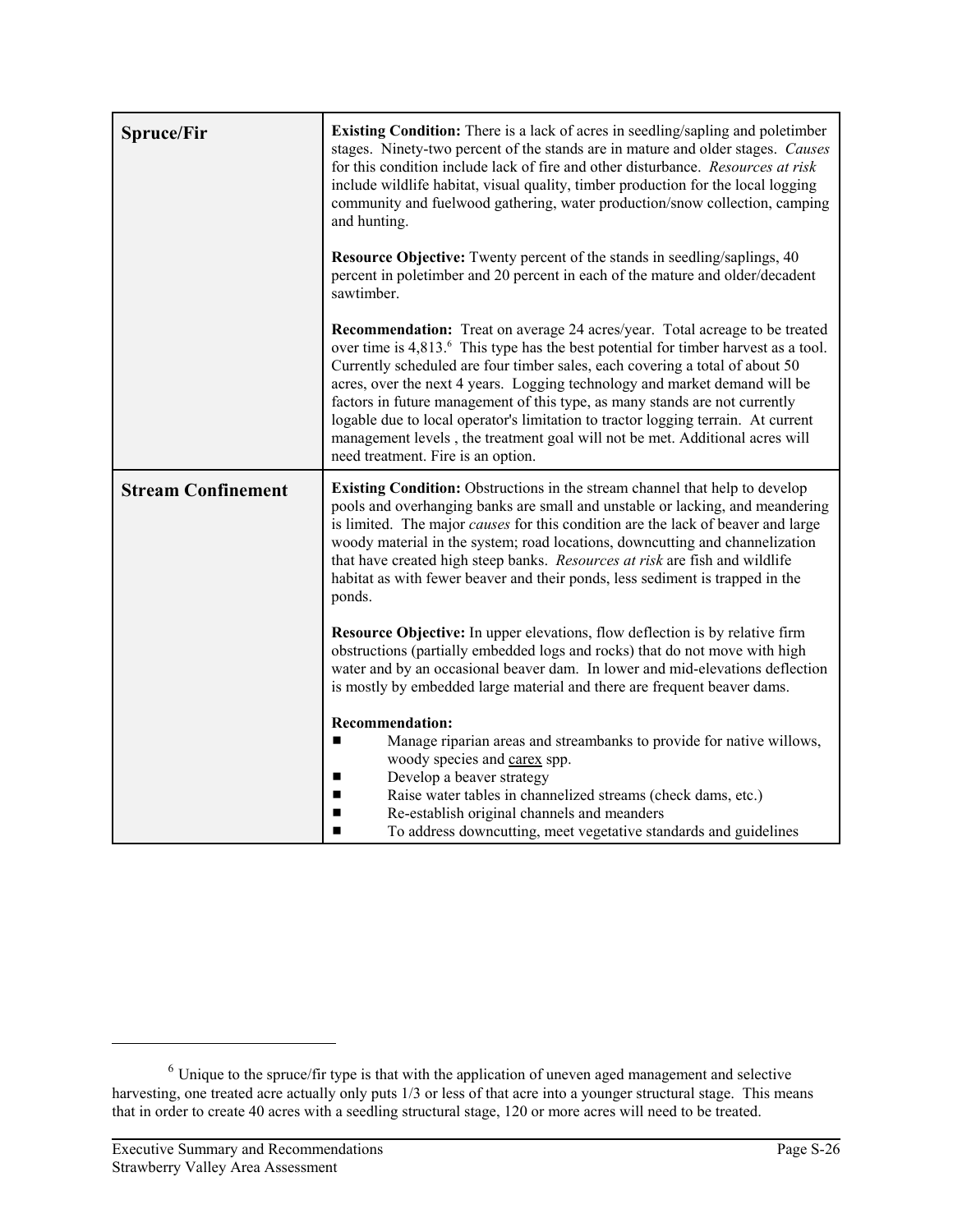| | |
|---|---|
| **Spruce/Fir** | **Existing Condition:** There is a lack of acres in seedling/sapling and poletimber stages. Ninety-two percent of the stands are in mature and older stages. *Causes* for this condition include lack of fire and other disturbance. *Resources at risk* include wildlife habitat, visual quality, timber production for the local logging community and fuelwood gathering, water production/snow collection, camping and hunting.<br><br>**Resource Objective:** Twenty percent of the stands in seedling/saplings, 40 percent in poletimber and 20 percent in each of the mature and older/decadent sawtimber.<br><br>**Recommendation:** Treat on average 24 acres/year. Total acreage to be treated over time is 4,813.[6] This type has the best potential for timber harvest as a tool. Currently scheduled are four timber sales, each covering a total of about 50 acres, over the next 4 years. Logging technology and market demand will be factors in future management of this type, as many stands are not currently logable due to local operator's limitation to tractor logging terrain. At current management levels , the treatment goal will not be met. Additional acres will need treatment. Fire is an option. |
| **Stream Confinement** | **Existing Condition:** Obstructions in the stream channel that help to develop pools and overhanging banks are small and unstable or lacking, and meandering is limited. The major *causes* for this condition are the lack of beaver and large woody material in the system; road locations, downcutting and channelization that have created high steep banks. *Resources at risk* are fish and wildlife habitat as with fewer beaver and their ponds, less sediment is trapped in the ponds.<br><br>**Resource Objective:** In upper elevations, flow deflection is by relative firm obstructions (partially embedded logs and rocks) that do not move with high water and by an occasional beaver dam. In lower and mid-elevations deflection is mostly by embedded large material and there are frequent beaver dams.<br><br>**Recommendation:**<br>■ Manage riparian areas and streambanks to provide for native willows, woody species and carex spp.<br>■ Develop a beaver strategy<br>■ Raise water tables in channelized streams (check dams, etc.)<br>■ Re-establish original channels and meanders<br>■ To address downcutting, meet vegetative standards and guidelines |

[6] Unique to the spruce/fir type is that with the application of uneven aged management and selective harvesting, one treated acre actually only puts 1/3 or less of that acre into a younger structural stage. This means that in order to create 40 acres with a seedling structural stage, 120 or more acres will need to be treated.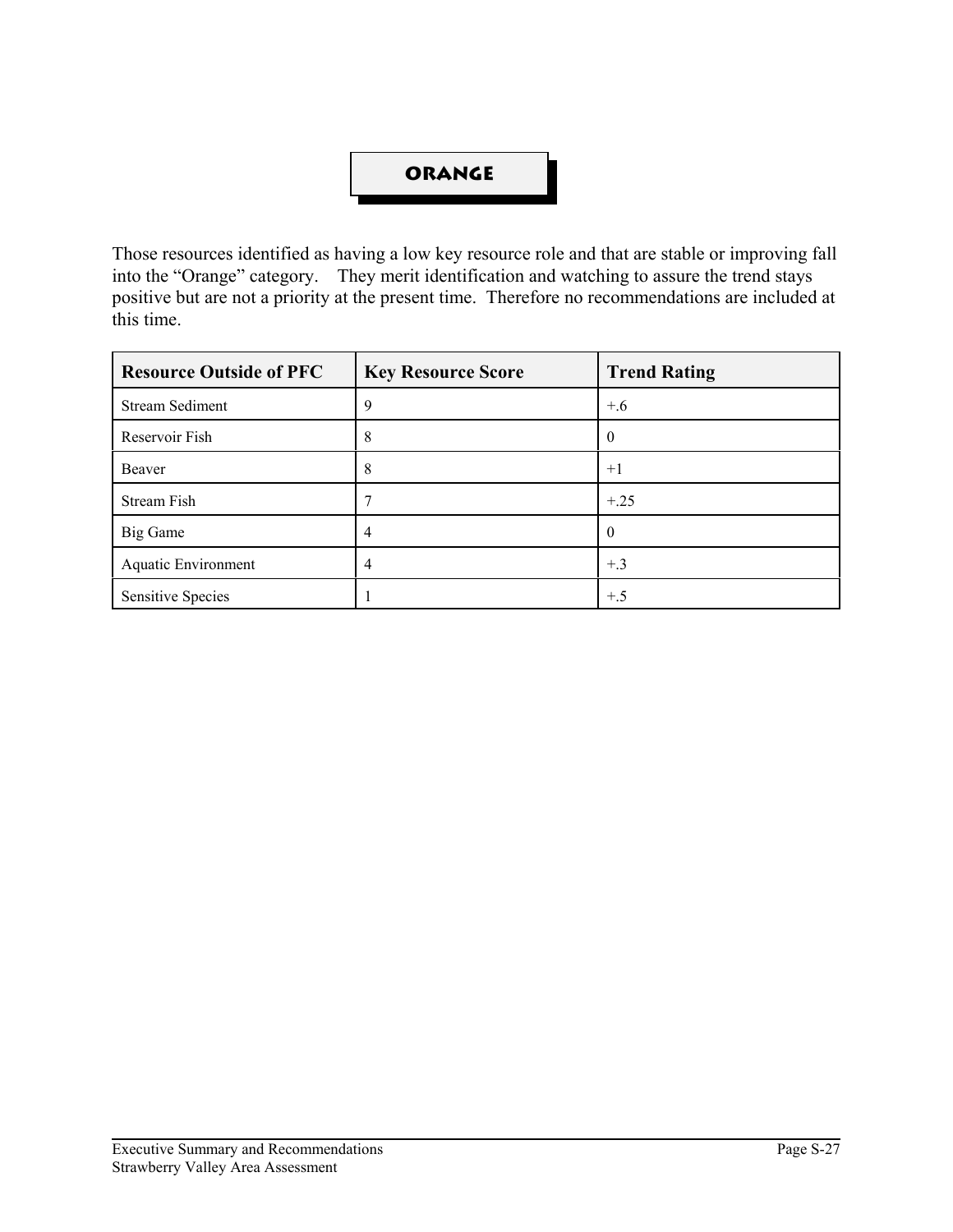## ORANGE

Those resources identified as having a low key resource role and that are stable or improving fall into the "Orange" category. They merit identification and watching to assure the trend stays positive but are not a priority at the present time. Therefore no recommendations are included at this time.

| Resource Outside of PFC | Key Resource Score | Trend Rating |
|---|---|---|
| Stream Sediment | 9 | +.6 |
| Reservoir Fish | 8 | 0 |
| Beaver | 8 | +1 |
| Stream Fish | 7 | +.25 |
| Big Game | 4 | 0 |
| Aquatic Environment | 4 | +.3 |
| Sensitive Species | 1 | +.5 |